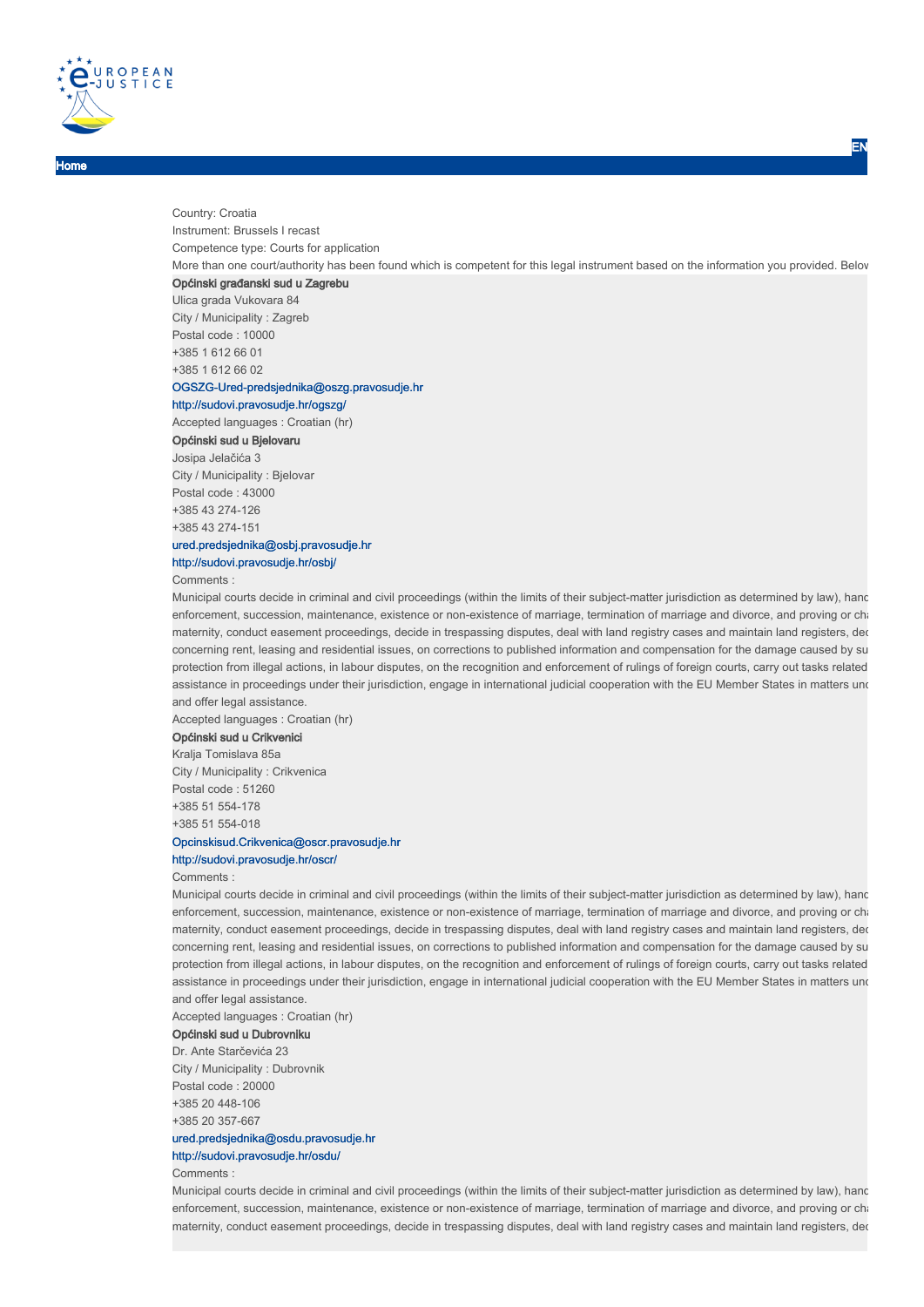Home

EN

Country: Croatia

Instrument: Brussels I recast

Competence type: Courts for application

More than one court/authority has been found which is competent for this legal instrument based on the information you provided. Belov

**Općinski građanski sud u Zagrebu**

Ulica grada Vukovara 84

City / Municipality : Zagreb

Postal code : 10000

+385 1 612 66 01

+385 1 612 66 02

OGSZG-Ured-predsjednika@oszg.pravosudje.hr

http://sudovi.pravosudje.hr/ogszg/

Accepted languages : Croatian (hr)

**Općinski sud u Bjelovaru**

Josipa Jelačića 3

City / Municipality : Bjelovar

Postal code : 43000

+385 43 274-126

+385 43 274-151

ured.predsjednika@osbj.pravosudje.hr

http://sudovi.pravosudje.hr/osbj/

Comments :

Municipal courts decide in criminal and civil proceedings (within the limits of their subject-matter jurisdiction as determined by law), hand enforcement, succession, maintenance, existence or non-existence of marriage, termination of marriage and divorce, and proving or cha maternity, conduct easement proceedings, decide in trespassing disputes, deal with land registry cases and maintain land registers, dec concerning rent, leasing and residential issues, on corrections to published information and compensation for the damage caused by su protection from illegal actions, in labour disputes, on the recognition and enforcement of rulings of foreign courts, carry out tasks related assistance in proceedings under their jurisdiction, engage in international judicial cooperation with the EU Member States in matters und and offer legal assistance.

Accepted languages : Croatian (hr)

**Općinski sud u Crikvenici**

Kralja Tomislava 85a

City / Municipality : Crikvenica

Postal code : 51260

+385 51 554-178

+385 51 554-018

Opcinskisud.Crikvenica@oscr.pravosudje.hr

http://sudovi.pravosudje.hr/oscr/

Comments :

Municipal courts decide in criminal and civil proceedings (within the limits of their subject-matter jurisdiction as determined by law), hand enforcement, succession, maintenance, existence or non-existence of marriage, termination of marriage and divorce, and proving or cha maternity, conduct easement proceedings, decide in trespassing disputes, deal with land registry cases and maintain land registers, dec concerning rent, leasing and residential issues, on corrections to published information and compensation for the damage caused by su protection from illegal actions, in labour disputes, on the recognition and enforcement of rulings of foreign courts, carry out tasks related assistance in proceedings under their jurisdiction, engage in international judicial cooperation with the EU Member States in matters und and offer legal assistance.

Accepted languages : Croatian (hr)

**Općinski sud u Dubrovniku**

Dr. Ante Starčevića 23

City / Municipality : Dubrovnik

Postal code : 20000

+385 20 448-106

+385 20 357-667

ured.predsjednika@osdu.pravosudje.hr

http://sudovi.pravosudje.hr/osdu/

Comments :

Municipal courts decide in criminal and civil proceedings (within the limits of their subject-matter jurisdiction as determined by law), hand enforcement, succession, maintenance, existence or non-existence of marriage, termination of marriage and divorce, and proving or cha maternity, conduct easement proceedings, decide in trespassing disputes, deal with land registry cases and maintain land registers, dec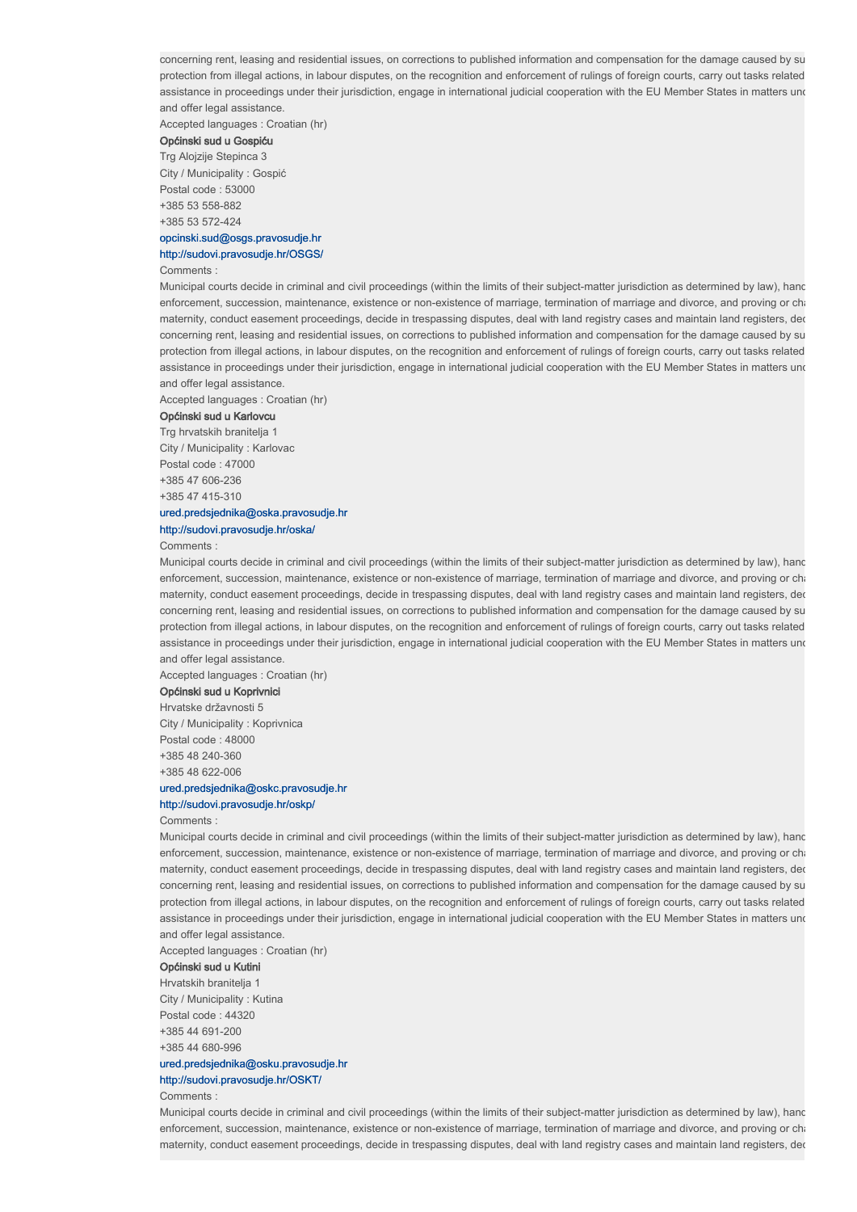concerning rent, leasing and residential issues, on corrections to published information and compensation for the damage caused by su
protection from illegal actions, in labour disputes, on the recognition and enforcement of rulings of foreign courts, carry out tasks related
assistance in proceedings under their jurisdiction, engage in international judicial cooperation with the EU Member States in matters und
and offer legal assistance.

Accepted languages : Croatian (hr)

**Općinski sud u Gospiću**

Trg Alojzije Stepinca 3

City / Municipality : Gospić

Postal code : 53000

+385 53 558-882

+385 53 572-424

opcinski.sud@osgs.pravosudje.hr

http://sudovi.pravosudje.hr/OSGS/

Comments :

Municipal courts decide in criminal and civil proceedings (within the limits of their subject-matter jurisdiction as determined by law), hand
enforcement, succession, maintenance, existence or non-existence of marriage, termination of marriage and divorce, and proving or cha
maternity, conduct easement proceedings, decide in trespassing disputes, deal with land registry cases and maintain land registers, dec
concerning rent, leasing and residential issues, on corrections to published information and compensation for the damage caused by su
protection from illegal actions, in labour disputes, on the recognition and enforcement of rulings of foreign courts, carry out tasks related
assistance in proceedings under their jurisdiction, engage in international judicial cooperation with the EU Member States in matters und
and offer legal assistance.

Accepted languages : Croatian (hr)

**Općinski sud u Karlovcu**

Trg hrvatskih branitelja 1

City / Municipality : Karlovac

Postal code : 47000

+385 47 606-236

+385 47 415-310

ured.predsjednika@oska.pravosudje.hr

http://sudovi.pravosudje.hr/oska/

Comments :

Municipal courts decide in criminal and civil proceedings (within the limits of their subject-matter jurisdiction as determined by law), hand
enforcement, succession, maintenance, existence or non-existence of marriage, termination of marriage and divorce, and proving or cha
maternity, conduct easement proceedings, decide in trespassing disputes, deal with land registry cases and maintain land registers, dec
concerning rent, leasing and residential issues, on corrections to published information and compensation for the damage caused by su
protection from illegal actions, in labour disputes, on the recognition and enforcement of rulings of foreign courts, carry out tasks related
assistance in proceedings under their jurisdiction, engage in international judicial cooperation with the EU Member States in matters und
and offer legal assistance.

Accepted languages : Croatian (hr)

**Općinski sud u Koprivnici**

Hrvatske državnosti 5

City / Municipality : Koprivnica

Postal code : 48000

+385 48 240-360

+385 48 622-006

ured.predsjednika@oskc.pravosudje.hr

http://sudovi.pravosudje.hr/oskp/

Comments :

Municipal courts decide in criminal and civil proceedings (within the limits of their subject-matter jurisdiction as determined by law), hand
enforcement, succession, maintenance, existence or non-existence of marriage, termination of marriage and divorce, and proving or cha
maternity, conduct easement proceedings, decide in trespassing disputes, deal with land registry cases and maintain land registers, dec
concerning rent, leasing and residential issues, on corrections to published information and compensation for the damage caused by su
protection from illegal actions, in labour disputes, on the recognition and enforcement of rulings of foreign courts, carry out tasks related
assistance in proceedings under their jurisdiction, engage in international judicial cooperation with the EU Member States in matters und
and offer legal assistance.

Accepted languages : Croatian (hr)

**Općinski sud u Kutini**

Hrvatskih branitelja 1

City / Municipality : Kutina

Postal code : 44320

+385 44 691-200

+385 44 680-996

ured.predsjednika@osku.pravosudje.hr

http://sudovi.pravosudje.hr/OSKT/

Comments :

Municipal courts decide in criminal and civil proceedings (within the limits of their subject-matter jurisdiction as determined by law), hand
enforcement, succession, maintenance, existence or non-existence of marriage, termination of marriage and divorce, and proving or cha
maternity, conduct easement proceedings, decide in trespassing disputes, deal with land registry cases and maintain land registers, dec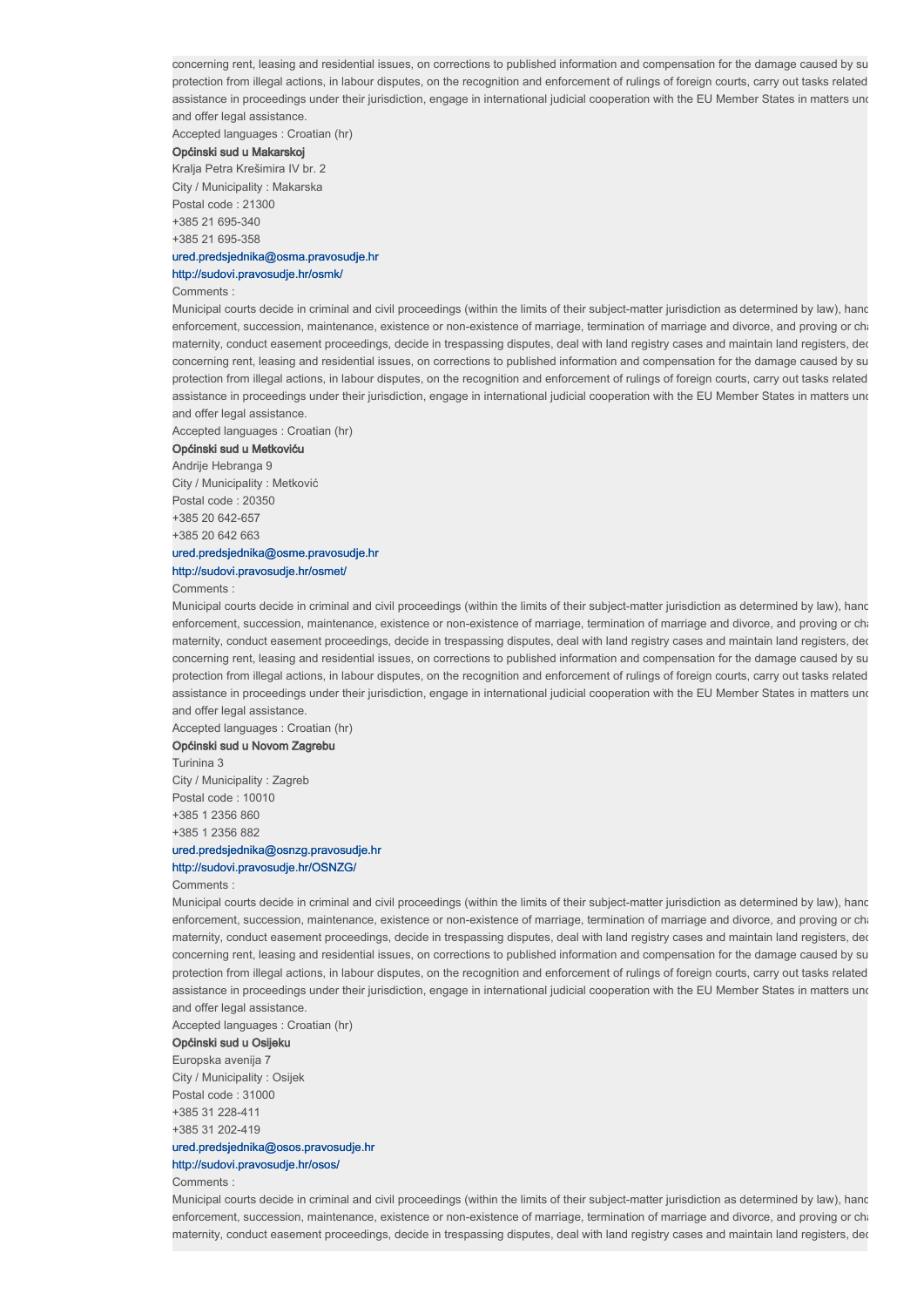concerning rent, leasing and residential issues, on corrections to published information and compensation for the damage caused by su
protection from illegal actions, in labour disputes, on the recognition and enforcement of rulings of foreign courts, carry out tasks related
assistance in proceedings under their jurisdiction, engage in international judicial cooperation with the EU Member States in matters und
and offer legal assistance.

Accepted languages : Croatian (hr)

**Općinski sud u Makarskoj**

Kralja Petra Krešimira IV br. 2

City / Municipality : Makarska

Postal code : 21300

+385 21 695-340

+385 21 695-358

ured.predsjednika@osma.pravosudje.hr

http://sudovi.pravosudje.hr/osmk/

Comments :

Municipal courts decide in criminal and civil proceedings (within the limits of their subject-matter jurisdiction as determined by law), hand
enforcement, succession, maintenance, existence or non-existence of marriage, termination of marriage and divorce, and proving or cha
maternity, conduct easement proceedings, decide in trespassing disputes, deal with land registry cases and maintain land registers, dec
concerning rent, leasing and residential issues, on corrections to published information and compensation for the damage caused by su
protection from illegal actions, in labour disputes, on the recognition and enforcement of rulings of foreign courts, carry out tasks related
assistance in proceedings under their jurisdiction, engage in international judicial cooperation with the EU Member States in matters und
and offer legal assistance.

Accepted languages : Croatian (hr)

**Općinski sud u Metkoviću**

Andrije Hebranga 9

City / Municipality : Metković

Postal code : 20350

+385 20 642-657

+385 20 642 663

ured.predsjednika@osme.pravosudje.hr

http://sudovi.pravosudje.hr/osmet/

Comments :

Municipal courts decide in criminal and civil proceedings (within the limits of their subject-matter jurisdiction as determined by law), hand
enforcement, succession, maintenance, existence or non-existence of marriage, termination of marriage and divorce, and proving or cha
maternity, conduct easement proceedings, decide in trespassing disputes, deal with land registry cases and maintain land registers, dec
concerning rent, leasing and residential issues, on corrections to published information and compensation for the damage caused by su
protection from illegal actions, in labour disputes, on the recognition and enforcement of rulings of foreign courts, carry out tasks related
assistance in proceedings under their jurisdiction, engage in international judicial cooperation with the EU Member States in matters und
and offer legal assistance.

Accepted languages : Croatian (hr)

**Općinski sud u Novom Zagrebu**

Turinina 3

City / Municipality : Zagreb

Postal code : 10010

+385 1 2356 860

+385 1 2356 882

ured.predsjednika@osnzg.pravosudje.hr

http://sudovi.pravosudje.hr/OSNZG/

Comments :

Municipal courts decide in criminal and civil proceedings (within the limits of their subject-matter jurisdiction as determined by law), hand
enforcement, succession, maintenance, existence or non-existence of marriage, termination of marriage and divorce, and proving or cha
maternity, conduct easement proceedings, decide in trespassing disputes, deal with land registry cases and maintain land registers, dec
concerning rent, leasing and residential issues, on corrections to published information and compensation for the damage caused by su
protection from illegal actions, in labour disputes, on the recognition and enforcement of rulings of foreign courts, carry out tasks related
assistance in proceedings under their jurisdiction, engage in international judicial cooperation with the EU Member States in matters und
and offer legal assistance.

Accepted languages : Croatian (hr)

**Općinski sud u Osijeku**

Europska avenija 7

City / Municipality : Osijek

Postal code : 31000

+385 31 228-411

+385 31 202-419

ured.predsjednika@osos.pravosudje.hr

http://sudovi.pravosudje.hr/osos/

Comments :

Municipal courts decide in criminal and civil proceedings (within the limits of their subject-matter jurisdiction as determined by law), hand
enforcement, succession, maintenance, existence or non-existence of marriage, termination of marriage and divorce, and proving or cha
maternity, conduct easement proceedings, decide in trespassing disputes, deal with land registry cases and maintain land registers, dec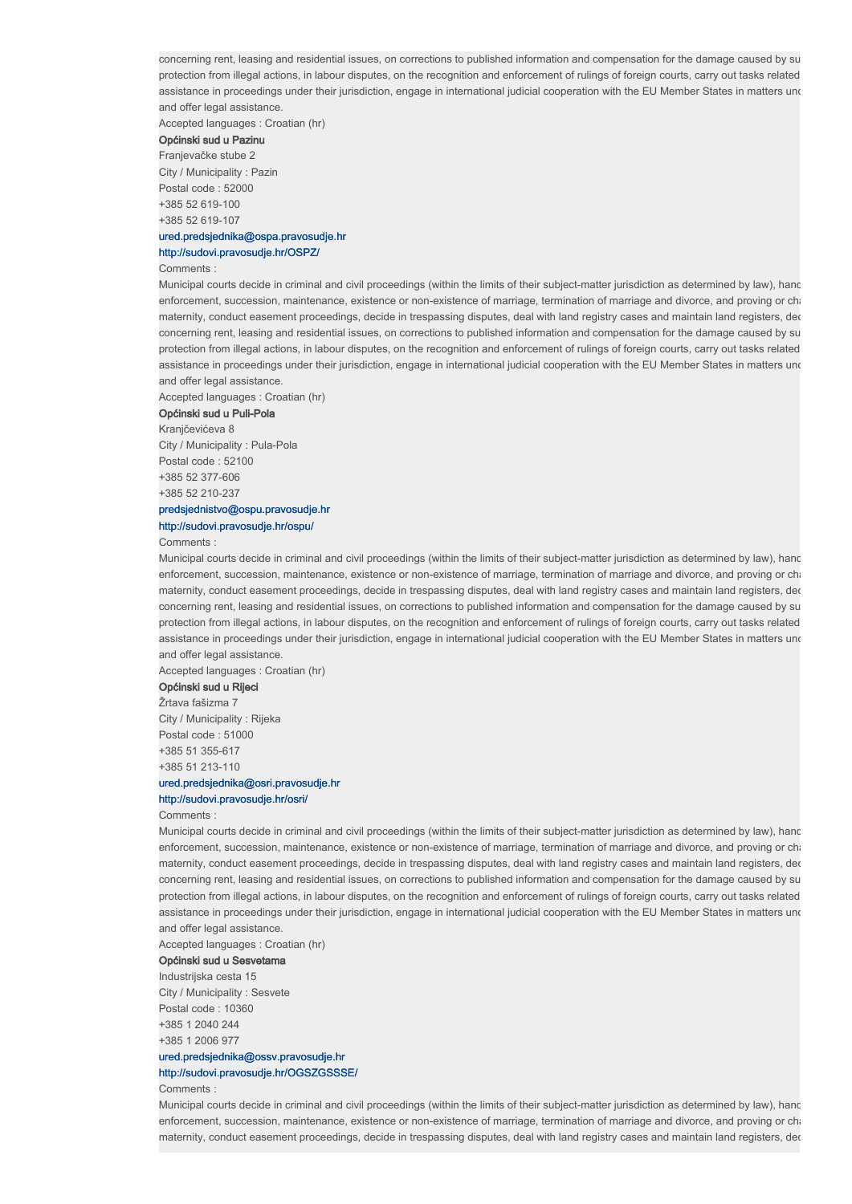concerning rent, leasing and residential issues, on corrections to published information and compensation for the damage caused by su
protection from illegal actions, in labour disputes, on the recognition and enforcement of rulings of foreign courts, carry out tasks related
assistance in proceedings under their jurisdiction, engage in international judicial cooperation with the EU Member States in matters unc
and offer legal assistance.

Accepted languages : Croatian (hr)

**Općinski sud u Pazinu**

Franjevačke stube 2

City / Municipality : Pazin

Postal code : 52000

+385 52 619-100

+385 52 619-107

ured.predsjednika@ospa.pravosudje.hr

http://sudovi.pravosudje.hr/OSPZ/

Comments :

Municipal courts decide in criminal and civil proceedings (within the limits of their subject-matter jurisdiction as determined by law), hand
enforcement, succession, maintenance, existence or non-existence of marriage, termination of marriage and divorce, and proving or cha
maternity, conduct easement proceedings, decide in trespassing disputes, deal with land registry cases and maintain land registers, dec
concerning rent, leasing and residential issues, on corrections to published information and compensation for the damage caused by su
protection from illegal actions, in labour disputes, on the recognition and enforcement of rulings of foreign courts, carry out tasks related
assistance in proceedings under their jurisdiction, engage in international judicial cooperation with the EU Member States in matters unc
and offer legal assistance.

Accepted languages : Croatian (hr)

**Općinski sud u Puli-Pola**

Kranjčevićeva 8

City / Municipality : Pula-Pola

Postal code : 52100

+385 52 377-606

+385 52 210-237

predsjednistvo@ospu.pravosudje.hr

http://sudovi.pravosudje.hr/ospu/

Comments :

Municipal courts decide in criminal and civil proceedings (within the limits of their subject-matter jurisdiction as determined by law), hand
enforcement, succession, maintenance, existence or non-existence of marriage, termination of marriage and divorce, and proving or cha
maternity, conduct easement proceedings, decide in trespassing disputes, deal with land registry cases and maintain land registers, dec
concerning rent, leasing and residential issues, on corrections to published information and compensation for the damage caused by su
protection from illegal actions, in labour disputes, on the recognition and enforcement of rulings of foreign courts, carry out tasks related
assistance in proceedings under their jurisdiction, engage in international judicial cooperation with the EU Member States in matters unc
and offer legal assistance.

Accepted languages : Croatian (hr)

**Općinski sud u Rijeci**

Žrtava fašizma 7

City / Municipality : Rijeka

Postal code : 51000

+385 51 355-617

+385 51 213-110

ured.predsjednika@osri.pravosudje.hr

http://sudovi.pravosudje.hr/osri/

Comments :

Municipal courts decide in criminal and civil proceedings (within the limits of their subject-matter jurisdiction as determined by law), hand
enforcement, succession, maintenance, existence or non-existence of marriage, termination of marriage and divorce, and proving or cha
maternity, conduct easement proceedings, decide in trespassing disputes, deal with land registry cases and maintain land registers, dec
concerning rent, leasing and residential issues, on corrections to published information and compensation for the damage caused by su
protection from illegal actions, in labour disputes, on the recognition and enforcement of rulings of foreign courts, carry out tasks related
assistance in proceedings under their jurisdiction, engage in international judicial cooperation with the EU Member States in matters unc
and offer legal assistance.

Accepted languages : Croatian (hr)

**Općinski sud u Sesvetama**

Industrijska cesta 15

City / Municipality : Sesvete

Postal code : 10360

+385 1 2040 244

+385 1 2006 977

ured.predsjednika@ossv.pravosudje.hr

http://sudovi.pravosudje.hr/OGSZGSSSE/

Comments :

Municipal courts decide in criminal and civil proceedings (within the limits of their subject-matter jurisdiction as determined by law), hand
enforcement, succession, maintenance, existence or non-existence of marriage, termination of marriage and divorce, and proving or cha
maternity, conduct easement proceedings, decide in trespassing disputes, deal with land registry cases and maintain land registers, dec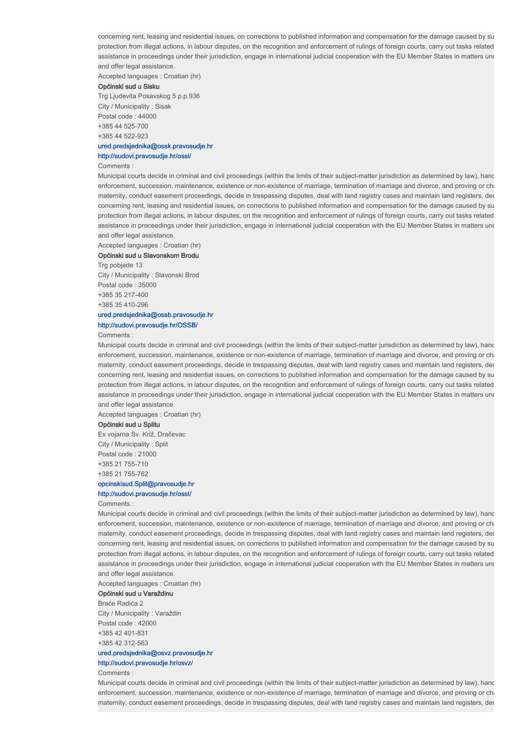concerning rent, leasing and residential issues, on corrections to published information and compensation for the damage caused by su
protection from illegal actions, in labour disputes, on the recognition and enforcement of rulings of foreign courts, carry out tasks related
assistance in proceedings under their jurisdiction, engage in international judicial cooperation with the EU Member States in matters unc
and offer legal assistance.

Accepted languages : Croatian (hr)

**Općinski sud u Sisku**

Trg Ljudevita Posavskog 5 p.p.936

City / Municipality : Sisak

Postal code : 44000

+385 44 525-700

+385 44 522-923

ured.predsjednika@ossk.pravosudje.hr

http://sudovi.pravosudje.hr/ossi/

Comments :

Municipal courts decide in criminal and civil proceedings (within the limits of their subject-matter jurisdiction as determined by law), hanc
enforcement, succession, maintenance, existence or non-existence of marriage, termination of marriage and divorce, and proving or cha
maternity, conduct easement proceedings, decide in trespassing disputes, deal with land registry cases and maintain land registers, dec
concerning rent, leasing and residential issues, on corrections to published information and compensation for the damage caused by su
protection from illegal actions, in labour disputes, on the recognition and enforcement of rulings of foreign courts, carry out tasks related
assistance in proceedings under their jurisdiction, engage in international judicial cooperation with the EU Member States in matters unc
and offer legal assistance.

Accepted languages : Croatian (hr)

**Općinski sud u Slavonskom Brodu**

Trg pobjede 13

City / Municipality : Slavonski Brod

Postal code : 35000

+385 35 217-400

+385 35 410-296

ured.predsjednika@ossb.pravosudje.hr

http://sudovi.pravosudje.hr/OSSB/

Comments :

Municipal courts decide in criminal and civil proceedings (within the limits of their subject-matter jurisdiction as determined by law), hanc
enforcement, succession, maintenance, existence or non-existence of marriage, termination of marriage and divorce, and proving or cha
maternity, conduct easement proceedings, decide in trespassing disputes, deal with land registry cases and maintain land registers, dec
concerning rent, leasing and residential issues, on corrections to published information and compensation for the damage caused by su
protection from illegal actions, in labour disputes, on the recognition and enforcement of rulings of foreign courts, carry out tasks related
assistance in proceedings under their jurisdiction, engage in international judicial cooperation with the EU Member States in matters unc
and offer legal assistance.

Accepted languages : Croatian (hr)

**Općinski sud u Splitu**

Ex vojarna Sv. Križ, Dračevac

City / Municipality : Split

Postal code : 21000

+385 21 755-710

+385 21 755-762

opcinskisud.Split@pravosudje.hr

http://sudovi.pravosudje.hr/osst/

Comments :

Municipal courts decide in criminal and civil proceedings (within the limits of their subject-matter jurisdiction as determined by law), hanc
enforcement, succession, maintenance, existence or non-existence of marriage, termination of marriage and divorce, and proving or cha
maternity, conduct easement proceedings, decide in trespassing disputes, deal with land registry cases and maintain land registers, dec
concerning rent, leasing and residential issues, on corrections to published information and compensation for the damage caused by su
protection from illegal actions, in labour disputes, on the recognition and enforcement of rulings of foreign courts, carry out tasks related
assistance in proceedings under their jurisdiction, engage in international judicial cooperation with the EU Member States in matters unc
and offer legal assistance.

Accepted languages : Croatian (hr)

**Općinski sud u Varaždinu**

Braće Radića 2

City / Municipality : Varaždin

Postal code : 42000

+385 42 401-831

+385 42 312-563

ured.predsjednika@osvz.pravosudje.hr

http://sudovi.pravosudje.hr/osvz/

Comments :

Municipal courts decide in criminal and civil proceedings (within the limits of their subject-matter jurisdiction as determined by law), hanc
enforcement, succession, maintenance, existence or non-existence of marriage, termination of marriage and divorce, and proving or cha
maternity, conduct easement proceedings, decide in trespassing disputes, deal with land registry cases and maintain land registers, dec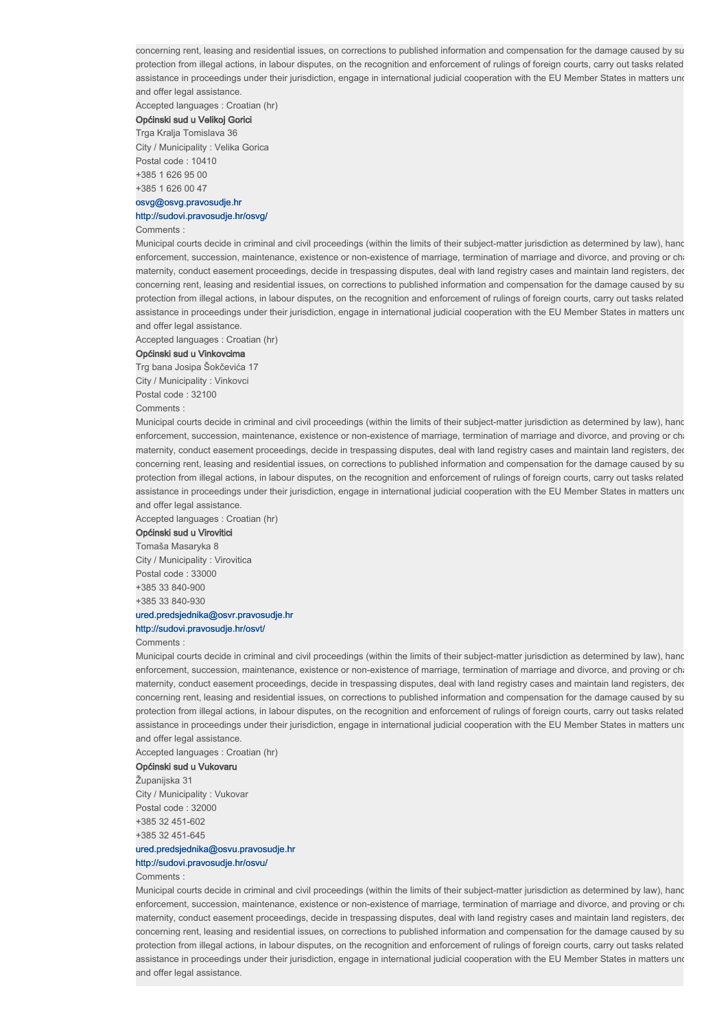concerning rent, leasing and residential issues, on corrections to published information and compensation for the damage caused by su
protection from illegal actions, in labour disputes, on the recognition and enforcement of rulings of foreign courts, carry out tasks related
assistance in proceedings under their jurisdiction, engage in international judicial cooperation with the EU Member States in matters und
and offer legal assistance.

Accepted languages : Croatian (hr)

**Općinski sud u Velikoj Gorici**

Trga Kralja Tomislava 36

City / Municipality : Velika Gorica

Postal code : 10410

+385 1 626 95 00

+385 1 626 00 47

osvg@osvg.pravosudje.hr

http://sudovi.pravosudje.hr/osvg/

Comments :

Municipal courts decide in criminal and civil proceedings (within the limits of their subject-matter jurisdiction as determined by law), hand
enforcement, succession, maintenance, existence or non-existence of marriage, termination of marriage and divorce, and proving or cha
maternity, conduct easement proceedings, decide in trespassing disputes, deal with land registry cases and maintain land registers, dec
concerning rent, leasing and residential issues, on corrections to published information and compensation for the damage caused by su
protection from illegal actions, in labour disputes, on the recognition and enforcement of rulings of foreign courts, carry out tasks related
assistance in proceedings under their jurisdiction, engage in international judicial cooperation with the EU Member States in matters und
and offer legal assistance.

Accepted languages : Croatian (hr)

**Općinski sud u Vinkovcima**

Trg bana Josipa Šokčevića 17

City / Municipality : Vinkovci

Postal code : 32100

Comments :

Municipal courts decide in criminal and civil proceedings (within the limits of their subject-matter jurisdiction as determined by law), hand
enforcement, succession, maintenance, existence or non-existence of marriage, termination of marriage and divorce, and proving or cha
maternity, conduct easement proceedings, decide in trespassing disputes, deal with land registry cases and maintain land registers, dec
concerning rent, leasing and residential issues, on corrections to published information and compensation for the damage caused by su
protection from illegal actions, in labour disputes, on the recognition and enforcement of rulings of foreign courts, carry out tasks related
assistance in proceedings under their jurisdiction, engage in international judicial cooperation with the EU Member States in matters und
and offer legal assistance.

Accepted languages : Croatian (hr)

**Općinski sud u Virovitici**

Tomaša Masaryka 8

City / Municipality : Virovitica

Postal code : 33000

+385 33 840-900

+385 33 840-930

ured.predsjednika@osvr.pravosudje.hr

http://sudovi.pravosudje.hr/osvt/

Comments :

Municipal courts decide in criminal and civil proceedings (within the limits of their subject-matter jurisdiction as determined by law), hand
enforcement, succession, maintenance, existence or non-existence of marriage, termination of marriage and divorce, and proving or cha
maternity, conduct easement proceedings, decide in trespassing disputes, deal with land registry cases and maintain land registers, dec
concerning rent, leasing and residential issues, on corrections to published information and compensation for the damage caused by su
protection from illegal actions, in labour disputes, on the recognition and enforcement of rulings of foreign courts, carry out tasks related
assistance in proceedings under their jurisdiction, engage in international judicial cooperation with the EU Member States in matters und
and offer legal assistance.

Accepted languages : Croatian (hr)

**Općinski sud u Vukovaru**

Županijska 31

City / Municipality : Vukovar

Postal code : 32000

+385 32 451-602

+385 32 451-645

ured.predsjednika@osvu.pravosudje.hr

http://sudovi.pravosudje.hr/osvu/

Comments :

Municipal courts decide in criminal and civil proceedings (within the limits of their subject-matter jurisdiction as determined by law), hand
enforcement, succession, maintenance, existence or non-existence of marriage, termination of marriage and divorce, and proving or cha
maternity, conduct easement proceedings, decide in trespassing disputes, deal with land registry cases and maintain land registers, dec
concerning rent, leasing and residential issues, on corrections to published information and compensation for the damage caused by su
protection from illegal actions, in labour disputes, on the recognition and enforcement of rulings of foreign courts, carry out tasks related
assistance in proceedings under their jurisdiction, engage in international judicial cooperation with the EU Member States in matters und
and offer legal assistance.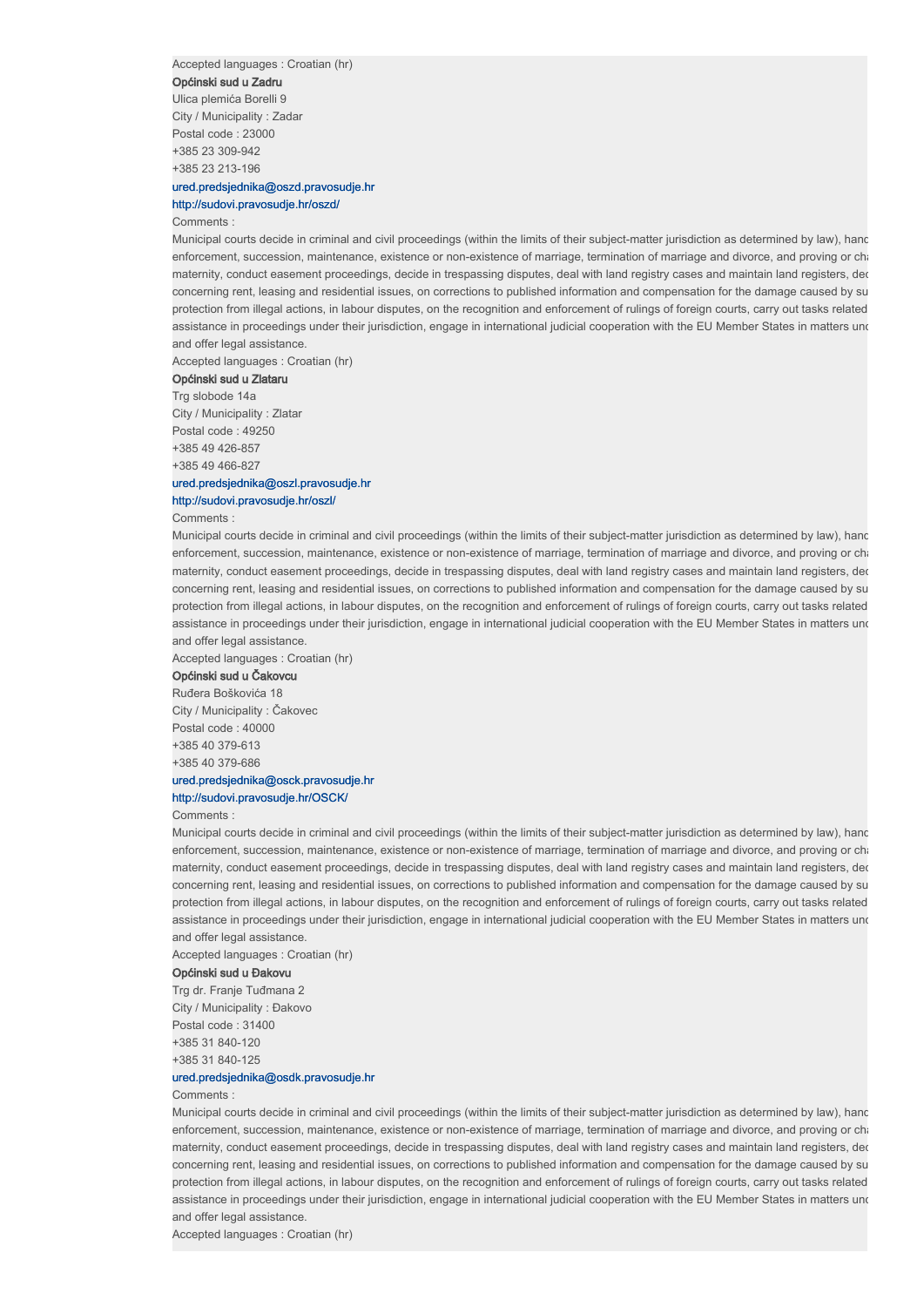Accepted languages : Croatian (hr)

**Općinski sud u Zadru**

Ulica plemića Borelli 9

City / Municipality : Zadar

Postal code : 23000

+385 23 309-942

+385 23 213-196

ured.predsjednika@oszd.pravosudje.hr

http://sudovi.pravosudje.hr/oszd/

Comments :

Municipal courts decide in criminal and civil proceedings (within the limits of their subject-matter jurisdiction as determined by law), hand enforcement, succession, maintenance, existence or non-existence of marriage, termination of marriage and divorce, and proving or cha maternity, conduct easement proceedings, decide in trespassing disputes, deal with land registry cases and maintain land registers, dec concerning rent, leasing and residential issues, on corrections to published information and compensation for the damage caused by su protection from illegal actions, in labour disputes, on the recognition and enforcement of rulings of foreign courts, carry out tasks related assistance in proceedings under their jurisdiction, engage in international judicial cooperation with the EU Member States in matters und and offer legal assistance.

Accepted languages : Croatian (hr)

**Općinski sud u Zlataru**

Trg slobode 14a

City / Municipality : Zlatar

Postal code : 49250

+385 49 426-857

+385 49 466-827

ured.predsjednika@oszl.pravosudje.hr

http://sudovi.pravosudje.hr/oszl/

Comments :

Municipal courts decide in criminal and civil proceedings (within the limits of their subject-matter jurisdiction as determined by law), hand enforcement, succession, maintenance, existence or non-existence of marriage, termination of marriage and divorce, and proving or cha maternity, conduct easement proceedings, decide in trespassing disputes, deal with land registry cases and maintain land registers, dec concerning rent, leasing and residential issues, on corrections to published information and compensation for the damage caused by su protection from illegal actions, in labour disputes, on the recognition and enforcement of rulings of foreign courts, carry out tasks related assistance in proceedings under their jurisdiction, engage in international judicial cooperation with the EU Member States in matters und and offer legal assistance.

Accepted languages : Croatian (hr)

**Općinski sud u Čakovcu**

Ruđera Boškovića 18

City / Municipality : Čakovec

Postal code : 40000

+385 40 379-613

+385 40 379-686

ured.predsjednika@osck.pravosudje.hr

http://sudovi.pravosudje.hr/OSCK/

Comments :

Municipal courts decide in criminal and civil proceedings (within the limits of their subject-matter jurisdiction as determined by law), hand enforcement, succession, maintenance, existence or non-existence of marriage, termination of marriage and divorce, and proving or cha maternity, conduct easement proceedings, decide in trespassing disputes, deal with land registry cases and maintain land registers, dec concerning rent, leasing and residential issues, on corrections to published information and compensation for the damage caused by su protection from illegal actions, in labour disputes, on the recognition and enforcement of rulings of foreign courts, carry out tasks related assistance in proceedings under their jurisdiction, engage in international judicial cooperation with the EU Member States in matters und and offer legal assistance.

Accepted languages : Croatian (hr)

**Općinski sud u Đakovu**

Trg dr. Franje Tuđmana 2

City / Municipality : Đakovo

Postal code : 31400

+385 31 840-120

+385 31 840-125

ured.predsjednika@osdk.pravosudje.hr

Comments :

Municipal courts decide in criminal and civil proceedings (within the limits of their subject-matter jurisdiction as determined by law), hand enforcement, succession, maintenance, existence or non-existence of marriage, termination of marriage and divorce, and proving or cha maternity, conduct easement proceedings, decide in trespassing disputes, deal with land registry cases and maintain land registers, dec concerning rent, leasing and residential issues, on corrections to published information and compensation for the damage caused by su protection from illegal actions, in labour disputes, on the recognition and enforcement of rulings of foreign courts, carry out tasks related assistance in proceedings under their jurisdiction, engage in international judicial cooperation with the EU Member States in matters und and offer legal assistance.

Accepted languages : Croatian (hr)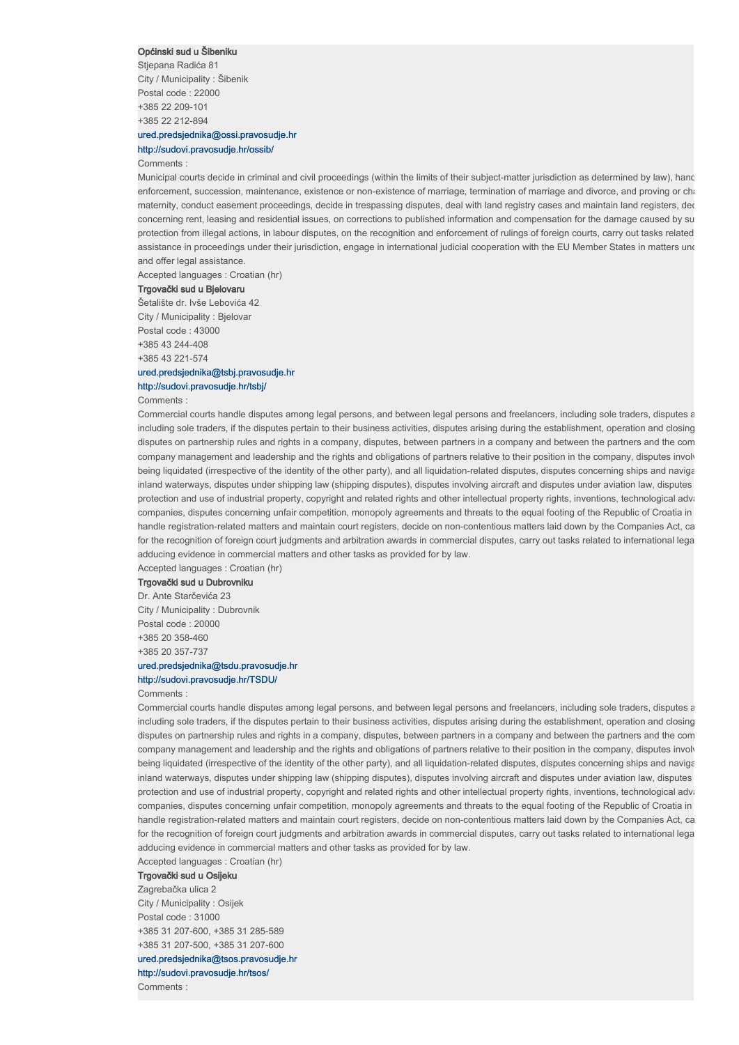**Općinski sud u Šibeniku**

Stjepana Radića 81

City / Municipality : Šibenik

Postal code : 22000

+385 22 209-101

+385 22 212-894

ured.predsjednika@ossi.pravosudje.hr

http://sudovi.pravosudje.hr/ossib/

Comments :

Municipal courts decide in criminal and civil proceedings (within the limits of their subject-matter jurisdiction as determined by law), hand enforcement, succession, maintenance, existence or non-existence of marriage, termination of marriage and divorce, and proving or cha maternity, conduct easement proceedings, decide in trespassing disputes, deal with land registry cases and maintain land registers, dec concerning rent, leasing and residential issues, on corrections to published information and compensation for the damage caused by su protection from illegal actions, in labour disputes, on the recognition and enforcement of rulings of foreign courts, carry out tasks related assistance in proceedings under their jurisdiction, engage in international judicial cooperation with the EU Member States in matters und and offer legal assistance.

Accepted languages : Croatian (hr)

**Trgovački sud u Bjelovaru**

Šetalište dr. Ivše Lebovića 42

City / Municipality : Bjelovar

Postal code : 43000

+385 43 244-408

+385 43 221-574

ured.predsjednika@tsbj.pravosudje.hr

http://sudovi.pravosudje.hr/tsbj/

Comments :

Commercial courts handle disputes among legal persons, and between legal persons and freelancers, including sole traders, disputes a including sole traders, if the disputes pertain to their business activities, disputes arising during the establishment, operation and closing disputes on partnership rules and rights in a company, disputes, between partners in a company and between the partners and the com company management and leadership and the rights and obligations of partners relative to their position in the company, disputes involv being liquidated (irrespective of the identity of the other party), and all liquidation-related disputes, disputes concerning ships and naviga inland waterways, disputes under shipping law (shipping disputes), disputes involving aircraft and disputes under aviation law, disputes protection and use of industrial property, copyright and related rights and other intellectual property rights, inventions, technological adva companies, disputes concerning unfair competition, monopoly agreements and threats to the equal footing of the Republic of Croatia in handle registration-related matters and maintain court registers, decide on non-contentious matters laid down by the Companies Act, ca for the recognition of foreign court judgments and arbitration awards in commercial disputes, carry out tasks related to international lega adducing evidence in commercial matters and other tasks as provided for by law.

Accepted languages : Croatian (hr)

**Trgovački sud u Dubrovniku**

Dr. Ante Starčevića 23

City / Municipality : Dubrovnik

Postal code : 20000

+385 20 358-460

+385 20 357-737

ured.predsjednika@tsdu.pravosudje.hr

http://sudovi.pravosudje.hr/TSDU/

Comments :

Commercial courts handle disputes among legal persons, and between legal persons and freelancers, including sole traders, disputes a including sole traders, if the disputes pertain to their business activities, disputes arising during the establishment, operation and closing disputes on partnership rules and rights in a company, disputes, between partners in a company and between the partners and the com company management and leadership and the rights and obligations of partners relative to their position in the company, disputes involv being liquidated (irrespective of the identity of the other party), and all liquidation-related disputes, disputes concerning ships and naviga inland waterways, disputes under shipping law (shipping disputes), disputes involving aircraft and disputes under aviation law, disputes protection and use of industrial property, copyright and related rights and other intellectual property rights, inventions, technological adva companies, disputes concerning unfair competition, monopoly agreements and threats to the equal footing of the Republic of Croatia in handle registration-related matters and maintain court registers, decide on non-contentious matters laid down by the Companies Act, ca for the recognition of foreign court judgments and arbitration awards in commercial disputes, carry out tasks related to international lega adducing evidence in commercial matters and other tasks as provided for by law.

Accepted languages : Croatian (hr)

**Trgovački sud u Osijeku**

Zagrebačka ulica 2

City / Municipality : Osijek

Postal code : 31000

+385 31 207-600, +385 31 285-589

+385 31 207-500, +385 31 207-600

ured.predsjednika@tsos.pravosudje.hr

http://sudovi.pravosudje.hr/tsos/

Comments :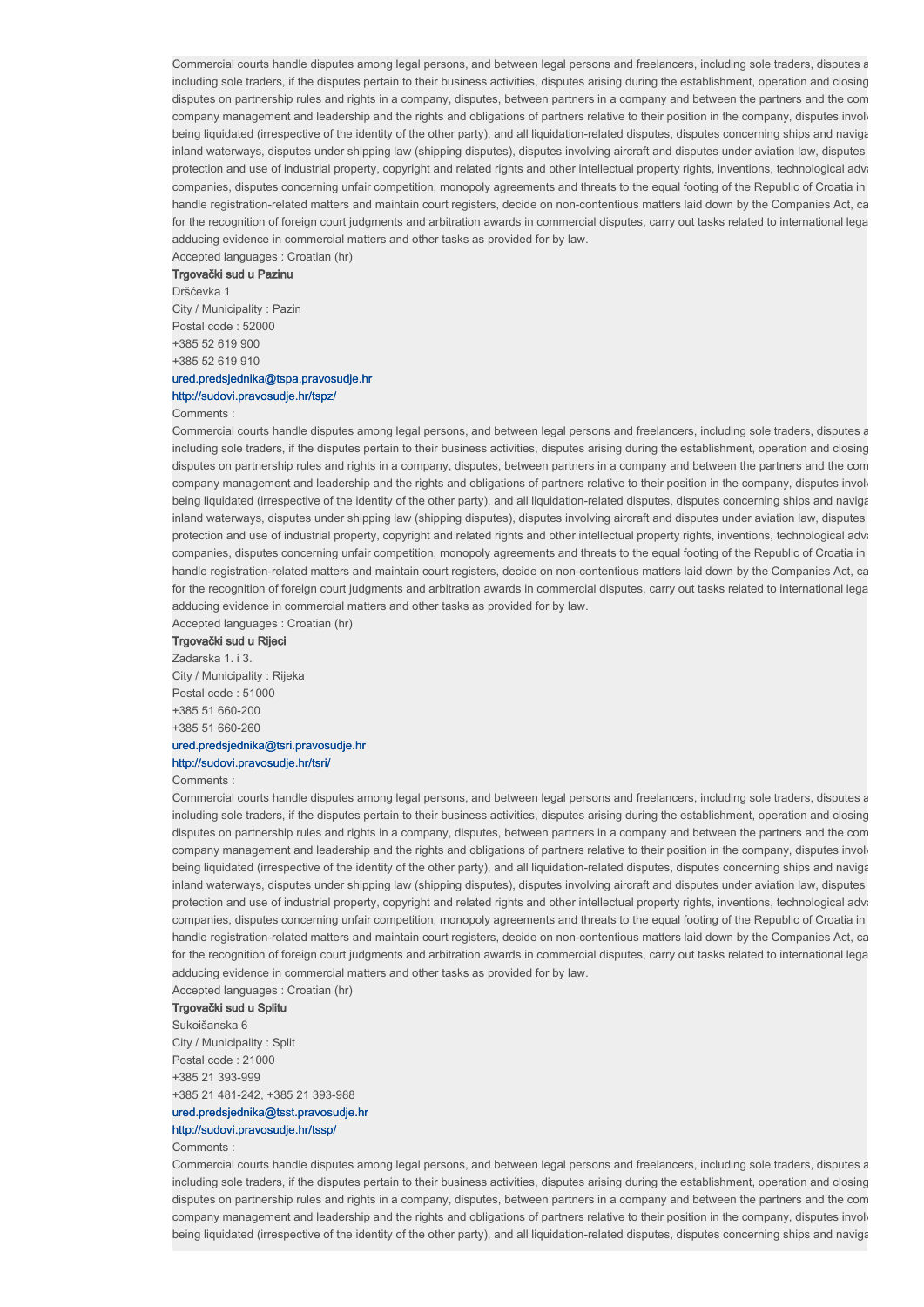Commercial courts handle disputes among legal persons, and between legal persons and freelancers, including sole traders, disputes a including sole traders, if the disputes pertain to their business activities, disputes arising during the establishment, operation and closing disputes on partnership rules and rights in a company, disputes, between partners in a company and between the partners and the com company management and leadership and the rights and obligations of partners relative to their position in the company, disputes involv being liquidated (irrespective of the identity of the other party), and all liquidation-related disputes, disputes concerning ships and naviga inland waterways, disputes under shipping law (shipping disputes), disputes involving aircraft and disputes under aviation law, disputes protection and use of industrial property, copyright and related rights and other intellectual property rights, inventions, technological adva companies, disputes concerning unfair competition, monopoly agreements and threats to the equal footing of the Republic of Croatia in handle registration-related matters and maintain court registers, decide on non-contentious matters laid down by the Companies Act, ca for the recognition of foreign court judgments and arbitration awards in commercial disputes, carry out tasks related to international lega adducing evidence in commercial matters and other tasks as provided for by law.

Accepted languages : Croatian (hr)

**Trgovački sud u Pazinu**

Dršćevka 1

City / Municipality : Pazin

Postal code : 52000

+385 52 619 900

+385 52 619 910

ured.predsjednika@tspa.pravosudje.hr

http://sudovi.pravosudje.hr/tspz/

Comments :

Commercial courts handle disputes among legal persons, and between legal persons and freelancers, including sole traders, disputes a including sole traders, if the disputes pertain to their business activities, disputes arising during the establishment, operation and closing disputes on partnership rules and rights in a company, disputes, between partners in a company and between the partners and the com company management and leadership and the rights and obligations of partners relative to their position in the company, disputes involv being liquidated (irrespective of the identity of the other party), and all liquidation-related disputes, disputes concerning ships and naviga inland waterways, disputes under shipping law (shipping disputes), disputes involving aircraft and disputes under aviation law, disputes protection and use of industrial property, copyright and related rights and other intellectual property rights, inventions, technological adva companies, disputes concerning unfair competition, monopoly agreements and threats to the equal footing of the Republic of Croatia in handle registration-related matters and maintain court registers, decide on non-contentious matters laid down by the Companies Act, ca for the recognition of foreign court judgments and arbitration awards in commercial disputes, carry out tasks related to international lega adducing evidence in commercial matters and other tasks as provided for by law.

Accepted languages : Croatian (hr)

**Trgovački sud u Rijeci**

Zadarska 1. i 3.

City / Municipality : Rijeka

Postal code : 51000

+385 51 660-200

+385 51 660-260

ured.predsjednika@tsri.pravosudje.hr

http://sudovi.pravosudje.hr/tsri/

Comments :

Commercial courts handle disputes among legal persons, and between legal persons and freelancers, including sole traders, disputes a including sole traders, if the disputes pertain to their business activities, disputes arising during the establishment, operation and closing disputes on partnership rules and rights in a company, disputes, between partners in a company and between the partners and the com company management and leadership and the rights and obligations of partners relative to their position in the company, disputes involv being liquidated (irrespective of the identity of the other party), and all liquidation-related disputes, disputes concerning ships and naviga inland waterways, disputes under shipping law (shipping disputes), disputes involving aircraft and disputes under aviation law, disputes protection and use of industrial property, copyright and related rights and other intellectual property rights, inventions, technological adva companies, disputes concerning unfair competition, monopoly agreements and threats to the equal footing of the Republic of Croatia in handle registration-related matters and maintain court registers, decide on non-contentious matters laid down by the Companies Act, ca for the recognition of foreign court judgments and arbitration awards in commercial disputes, carry out tasks related to international lega adducing evidence in commercial matters and other tasks as provided for by law.

Accepted languages : Croatian (hr)

**Trgovački sud u Splitu**

Sukoišanska 6

City / Municipality : Split

Postal code : 21000

+385 21 393-999

+385 21 481-242, +385 21 393-988

ured.predsjednika@tsst.pravosudje.hr

http://sudovi.pravosudje.hr/tssp/

Comments :

Commercial courts handle disputes among legal persons, and between legal persons and freelancers, including sole traders, disputes a including sole traders, if the disputes pertain to their business activities, disputes arising during the establishment, operation and closing disputes on partnership rules and rights in a company, disputes, between partners in a company and between the partners and the com company management and leadership and the rights and obligations of partners relative to their position in the company, disputes involv being liquidated (irrespective of the identity of the other party), and all liquidation-related disputes, disputes concerning ships and naviga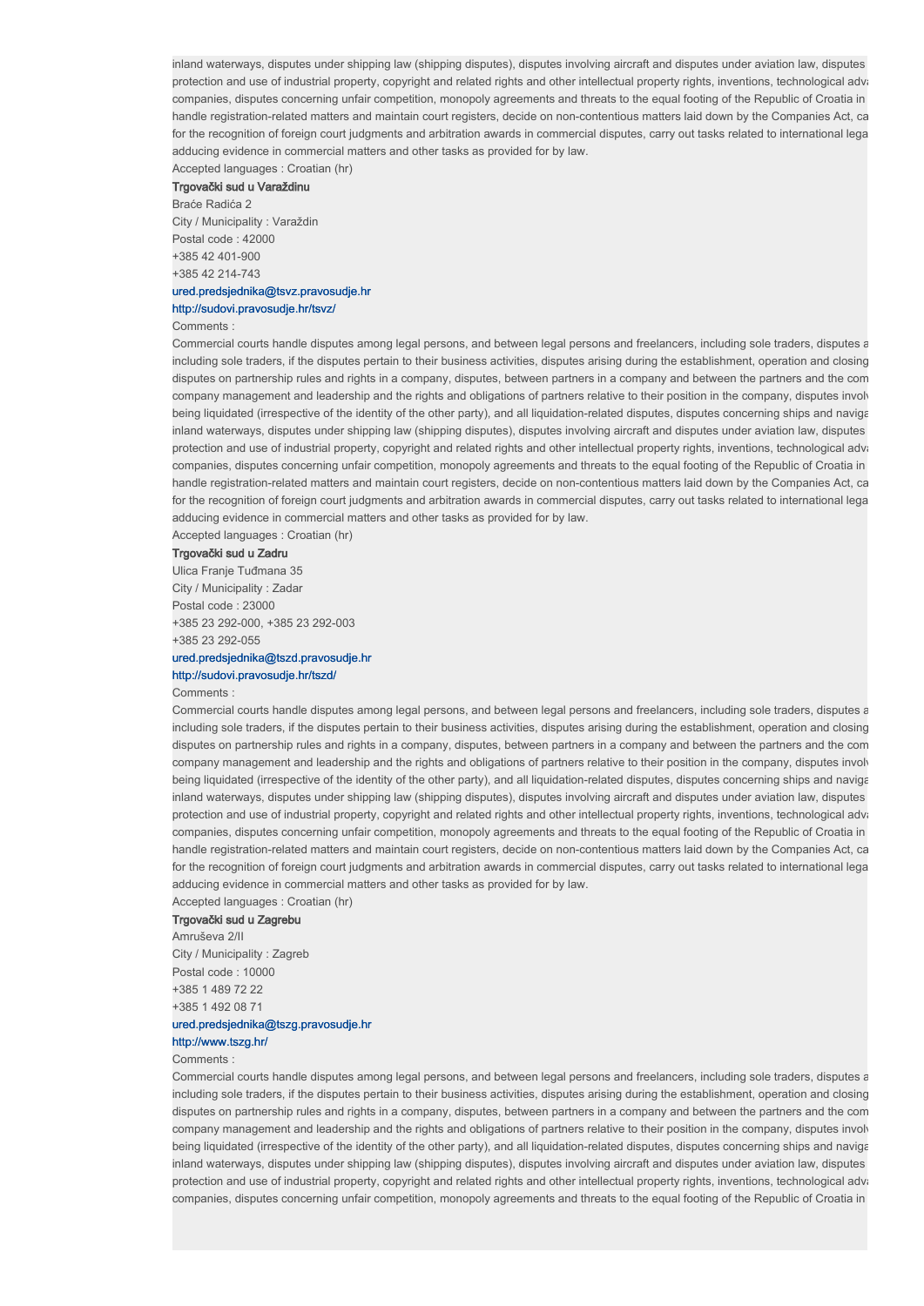inland waterways, disputes under shipping law (shipping disputes), disputes involving aircraft and disputes under aviation law, disputes protection and use of industrial property, copyright and related rights and other intellectual property rights, inventions, technological adva companies, disputes concerning unfair competition, monopoly agreements and threats to the equal footing of the Republic of Croatia in handle registration-related matters and maintain court registers, decide on non-contentious matters laid down by the Companies Act, ca for the recognition of foreign court judgments and arbitration awards in commercial disputes, carry out tasks related to international lega adducing evidence in commercial matters and other tasks as provided for by law.

Accepted languages : Croatian (hr)

**Trgovački sud u Varaždinu**

Braće Radića 2

City / Municipality : Varaždin

Postal code : 42000

+385 42 401-900

+385 42 214-743

ured.predsjednika@tsvz.pravosudje.hr

http://sudovi.pravosudje.hr/tsvz/

Comments :

Commercial courts handle disputes among legal persons, and between legal persons and freelancers, including sole traders, disputes a including sole traders, if the disputes pertain to their business activities, disputes arising during the establishment, operation and closing disputes on partnership rules and rights in a company, disputes, between partners in a company and between the partners and the com company management and leadership and the rights and obligations of partners relative to their position in the company, disputes involv being liquidated (irrespective of the identity of the other party), and all liquidation-related disputes, disputes concerning ships and naviga inland waterways, disputes under shipping law (shipping disputes), disputes involving aircraft and disputes under aviation law, disputes protection and use of industrial property, copyright and related rights and other intellectual property rights, inventions, technological adva companies, disputes concerning unfair competition, monopoly agreements and threats to the equal footing of the Republic of Croatia in handle registration-related matters and maintain court registers, decide on non-contentious matters laid down by the Companies Act, ca for the recognition of foreign court judgments and arbitration awards in commercial disputes, carry out tasks related to international lega adducing evidence in commercial matters and other tasks as provided for by law.

Accepted languages : Croatian (hr)

**Trgovački sud u Zadru**

Ulica Franje Tuđmana 35

City / Municipality : Zadar

Postal code : 23000

+385 23 292-000, +385 23 292-003

+385 23 292-055

ured.predsjednika@tszd.pravosudje.hr

http://sudovi.pravosudje.hr/tszd/

Comments :

Commercial courts handle disputes among legal persons, and between legal persons and freelancers, including sole traders, disputes a including sole traders, if the disputes pertain to their business activities, disputes arising during the establishment, operation and closing disputes on partnership rules and rights in a company, disputes, between partners in a company and between the partners and the com company management and leadership and the rights and obligations of partners relative to their position in the company, disputes involv being liquidated (irrespective of the identity of the other party), and all liquidation-related disputes, disputes concerning ships and naviga inland waterways, disputes under shipping law (shipping disputes), disputes involving aircraft and disputes under aviation law, disputes protection and use of industrial property, copyright and related rights and other intellectual property rights, inventions, technological adva companies, disputes concerning unfair competition, monopoly agreements and threats to the equal footing of the Republic of Croatia in handle registration-related matters and maintain court registers, decide on non-contentious matters laid down by the Companies Act, ca for the recognition of foreign court judgments and arbitration awards in commercial disputes, carry out tasks related to international lega adducing evidence in commercial matters and other tasks as provided for by law.

Accepted languages : Croatian (hr)

**Trgovački sud u Zagrebu**

Amruševa 2/II

City / Municipality : Zagreb

Postal code : 10000

+385 1 489 72 22

+385 1 492 08 71

ured.predsjednika@tszg.pravosudje.hr

http://www.tszg.hr/

Comments :

Commercial courts handle disputes among legal persons, and between legal persons and freelancers, including sole traders, disputes a including sole traders, if the disputes pertain to their business activities, disputes arising during the establishment, operation and closing disputes on partnership rules and rights in a company, disputes, between partners in a company and between the partners and the com company management and leadership and the rights and obligations of partners relative to their position in the company, disputes involv being liquidated (irrespective of the identity of the other party), and all liquidation-related disputes, disputes concerning ships and naviga inland waterways, disputes under shipping law (shipping disputes), disputes involving aircraft and disputes under aviation law, disputes protection and use of industrial property, copyright and related rights and other intellectual property rights, inventions, technological adva companies, disputes concerning unfair competition, monopoly agreements and threats to the equal footing of the Republic of Croatia in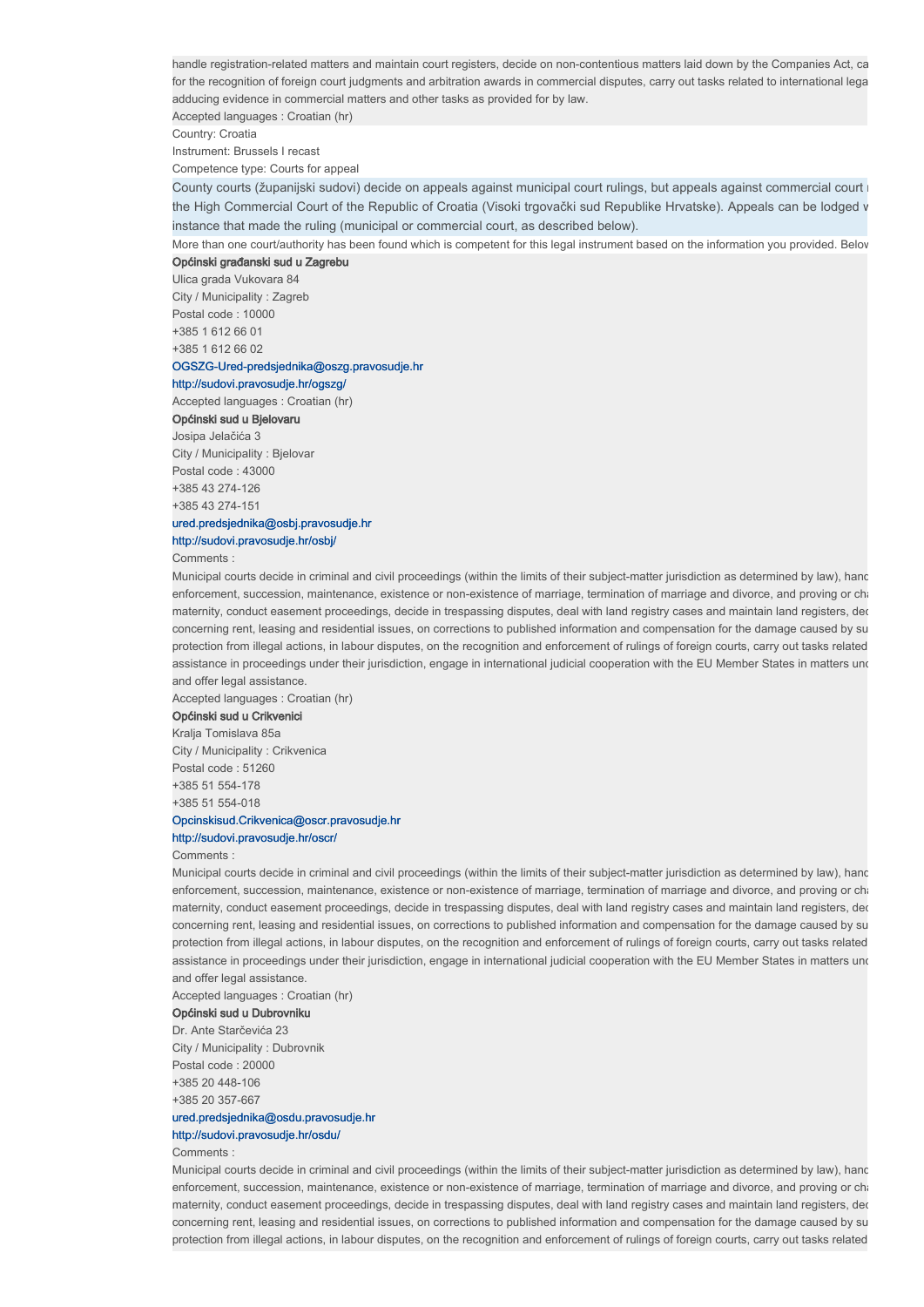handle registration-related matters and maintain court registers, decide on non-contentious matters laid down by the Companies Act, ca
for the recognition of foreign court judgments and arbitration awards in commercial disputes, carry out tasks related to international lega
adducing evidence in commercial matters and other tasks as provided for by law.

Accepted languages : Croatian (hr)

Country: Croatia

Instrument: Brussels I recast

Competence type: Courts for appeal

County courts (županijski sudovi) decide on appeals against municipal court rulings, but appeals against commercial court r
the High Commercial Court of the Republic of Croatia (Visoki trgovački sud Republike Hrvatske). Appeals can be lodged w
instance that made the ruling (municipal or commercial court, as described below).

More than one court/authority has been found which is competent for this legal instrument based on the information you provided. Belov

**Općinski građanski sud u Zagrebu**

Ulica grada Vukovara 84

City / Municipality : Zagreb

Postal code : 10000

+385 1 612 66 01

+385 1 612 66 02

OGSZG-Ured-predsjednika@oszg.pravosudje.hr

http://sudovi.pravosudje.hr/ogszg/

Accepted languages : Croatian (hr)

**Općinski sud u Bjelovaru**

Josipa Jelačića 3

City / Municipality : Bjelovar

Postal code : 43000

+385 43 274-126

+385 43 274-151

ured.predsjednika@osbj.pravosudje.hr

http://sudovi.pravosudje.hr/osbj/

Comments :

Municipal courts decide in criminal and civil proceedings (within the limits of their subject-matter jurisdiction as determined by law), hand
enforcement, succession, maintenance, existence or non-existence of marriage, termination of marriage and divorce, and proving or cha
maternity, conduct easement proceedings, decide in trespassing disputes, deal with land registry cases and maintain land registers, dec
concerning rent, leasing and residential issues, on corrections to published information and compensation for the damage caused by su
protection from illegal actions, in labour disputes, on the recognition and enforcement of rulings of foreign courts, carry out tasks related
assistance in proceedings under their jurisdiction, engage in international judicial cooperation with the EU Member States in matters und
and offer legal assistance.

Accepted languages : Croatian (hr)

**Općinski sud u Crikvenici**

Kralja Tomislava 85a

City / Municipality : Crikvenica

Postal code : 51260

+385 51 554-178

+385 51 554-018

Opcinskisud.Crikvenica@oscr.pravosudje.hr

http://sudovi.pravosudje.hr/oscr/

Comments :

Municipal courts decide in criminal and civil proceedings (within the limits of their subject-matter jurisdiction as determined by law), hand
enforcement, succession, maintenance, existence or non-existence of marriage, termination of marriage and divorce, and proving or cha
maternity, conduct easement proceedings, decide in trespassing disputes, deal with land registry cases and maintain land registers, dec
concerning rent, leasing and residential issues, on corrections to published information and compensation for the damage caused by su
protection from illegal actions, in labour disputes, on the recognition and enforcement of rulings of foreign courts, carry out tasks related
assistance in proceedings under their jurisdiction, engage in international judicial cooperation with the EU Member States in matters und
and offer legal assistance.

Accepted languages : Croatian (hr)

**Općinski sud u Dubrovniku**

Dr. Ante Starčevića 23

City / Municipality : Dubrovnik

Postal code : 20000

+385 20 448-106

+385 20 357-667

ured.predsjednika@osdu.pravosudje.hr

http://sudovi.pravosudje.hr/osdu/

Comments :

Municipal courts decide in criminal and civil proceedings (within the limits of their subject-matter jurisdiction as determined by law), hand
enforcement, succession, maintenance, existence or non-existence of marriage, termination of marriage and divorce, and proving or cha
maternity, conduct easement proceedings, decide in trespassing disputes, deal with land registry cases and maintain land registers, dec
concerning rent, leasing and residential issues, on corrections to published information and compensation for the damage caused by su
protection from illegal actions, in labour disputes, on the recognition and enforcement of rulings of foreign courts, carry out tasks related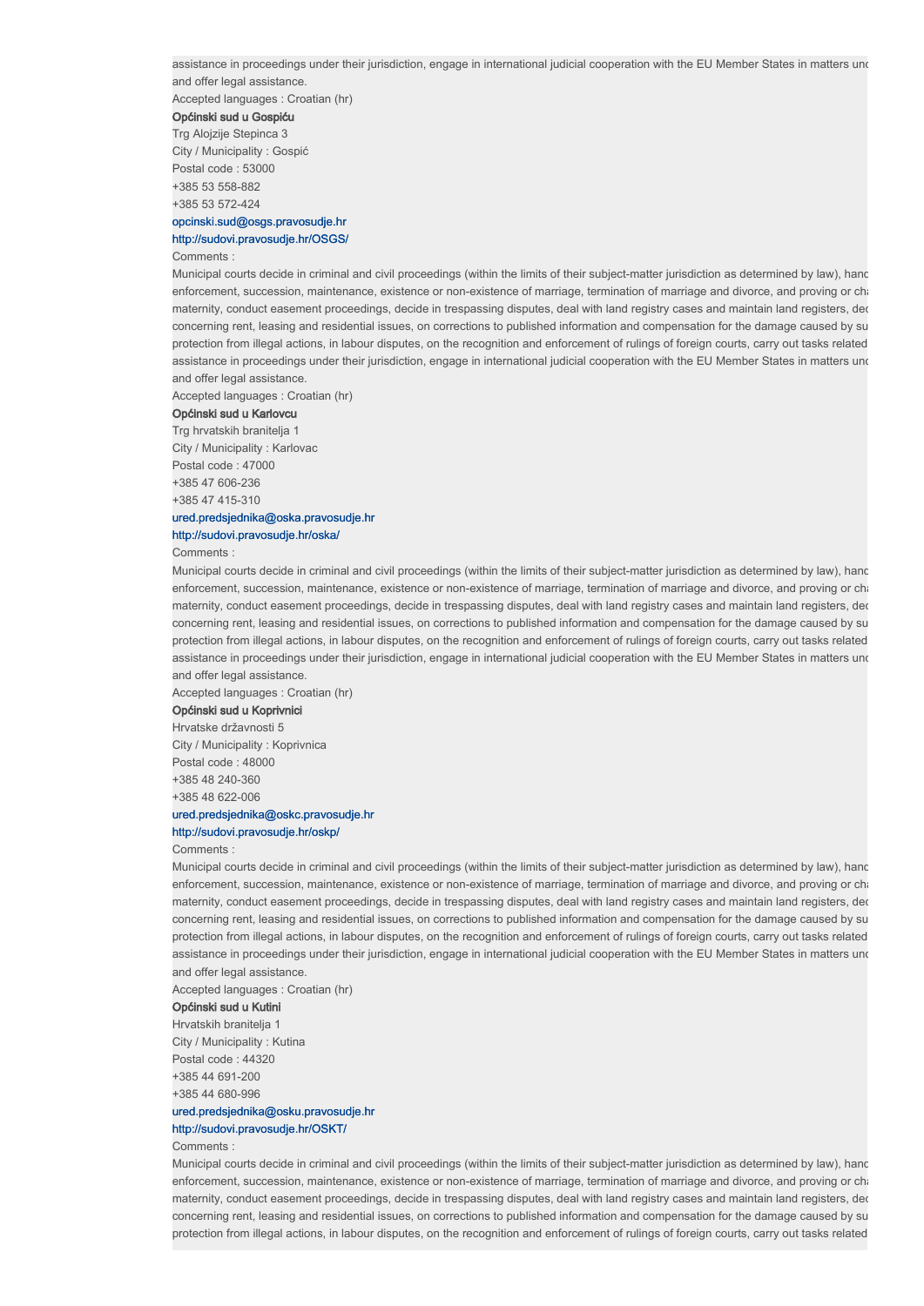assistance in proceedings under their jurisdiction, engage in international judicial cooperation with the EU Member States in matters unc and offer legal assistance.

Accepted languages : Croatian (hr)

**Općinski sud u Gospiću**

Trg Alojzije Stepinca 3

City / Municipality : Gospić

Postal code : 53000

+385 53 558-882

+385 53 572-424

opcinski.sud@osgs.pravosudje.hr

http://sudovi.pravosudje.hr/OSGS/

Comments :

Municipal courts decide in criminal and civil proceedings (within the limits of their subject-matter jurisdiction as determined by law), hanc enforcement, succession, maintenance, existence or non-existence of marriage, termination of marriage and divorce, and proving or cha maternity, conduct easement proceedings, decide in trespassing disputes, deal with land registry cases and maintain land registers, dec concerning rent, leasing and residential issues, on corrections to published information and compensation for the damage caused by su protection from illegal actions, in labour disputes, on the recognition and enforcement of rulings of foreign courts, carry out tasks related assistance in proceedings under their jurisdiction, engage in international judicial cooperation with the EU Member States in matters unc and offer legal assistance.

Accepted languages : Croatian (hr)

**Općinski sud u Karlovcu**

Trg hrvatskih branitelja 1

City / Municipality : Karlovac

Postal code : 47000

+385 47 606-236

+385 47 415-310

ured.predsjednika@oska.pravosudje.hr

http://sudovi.pravosudje.hr/oska/

Comments :

Municipal courts decide in criminal and civil proceedings (within the limits of their subject-matter jurisdiction as determined by law), hanc enforcement, succession, maintenance, existence or non-existence of marriage, termination of marriage and divorce, and proving or cha maternity, conduct easement proceedings, decide in trespassing disputes, deal with land registry cases and maintain land registers, dec concerning rent, leasing and residential issues, on corrections to published information and compensation for the damage caused by su protection from illegal actions, in labour disputes, on the recognition and enforcement of rulings of foreign courts, carry out tasks related assistance in proceedings under their jurisdiction, engage in international judicial cooperation with the EU Member States in matters unc and offer legal assistance.

Accepted languages : Croatian (hr)

**Općinski sud u Koprivnici**

Hrvatske državnosti 5

City / Municipality : Koprivnica

Postal code : 48000

+385 48 240-360

+385 48 622-006

ured.predsjednika@oskc.pravosudje.hr

http://sudovi.pravosudje.hr/oskp/

Comments :

Municipal courts decide in criminal and civil proceedings (within the limits of their subject-matter jurisdiction as determined by law), hanc enforcement, succession, maintenance, existence or non-existence of marriage, termination of marriage and divorce, and proving or cha maternity, conduct easement proceedings, decide in trespassing disputes, deal with land registry cases and maintain land registers, dec concerning rent, leasing and residential issues, on corrections to published information and compensation for the damage caused by su protection from illegal actions, in labour disputes, on the recognition and enforcement of rulings of foreign courts, carry out tasks related assistance in proceedings under their jurisdiction, engage in international judicial cooperation with the EU Member States in matters unc and offer legal assistance.

Accepted languages : Croatian (hr)

**Općinski sud u Kutini**

Hrvatskih branitelja 1

City / Municipality : Kutina

Postal code : 44320

+385 44 691-200

+385 44 680-996

ured.predsjednika@osku.pravosudje.hr

http://sudovi.pravosudje.hr/OSKT/

Comments :

Municipal courts decide in criminal and civil proceedings (within the limits of their subject-matter jurisdiction as determined by law), hanc enforcement, succession, maintenance, existence or non-existence of marriage, termination of marriage and divorce, and proving or cha maternity, conduct easement proceedings, decide in trespassing disputes, deal with land registry cases and maintain land registers, dec concerning rent, leasing and residential issues, on corrections to published information and compensation for the damage caused by su protection from illegal actions, in labour disputes, on the recognition and enforcement of rulings of foreign courts, carry out tasks related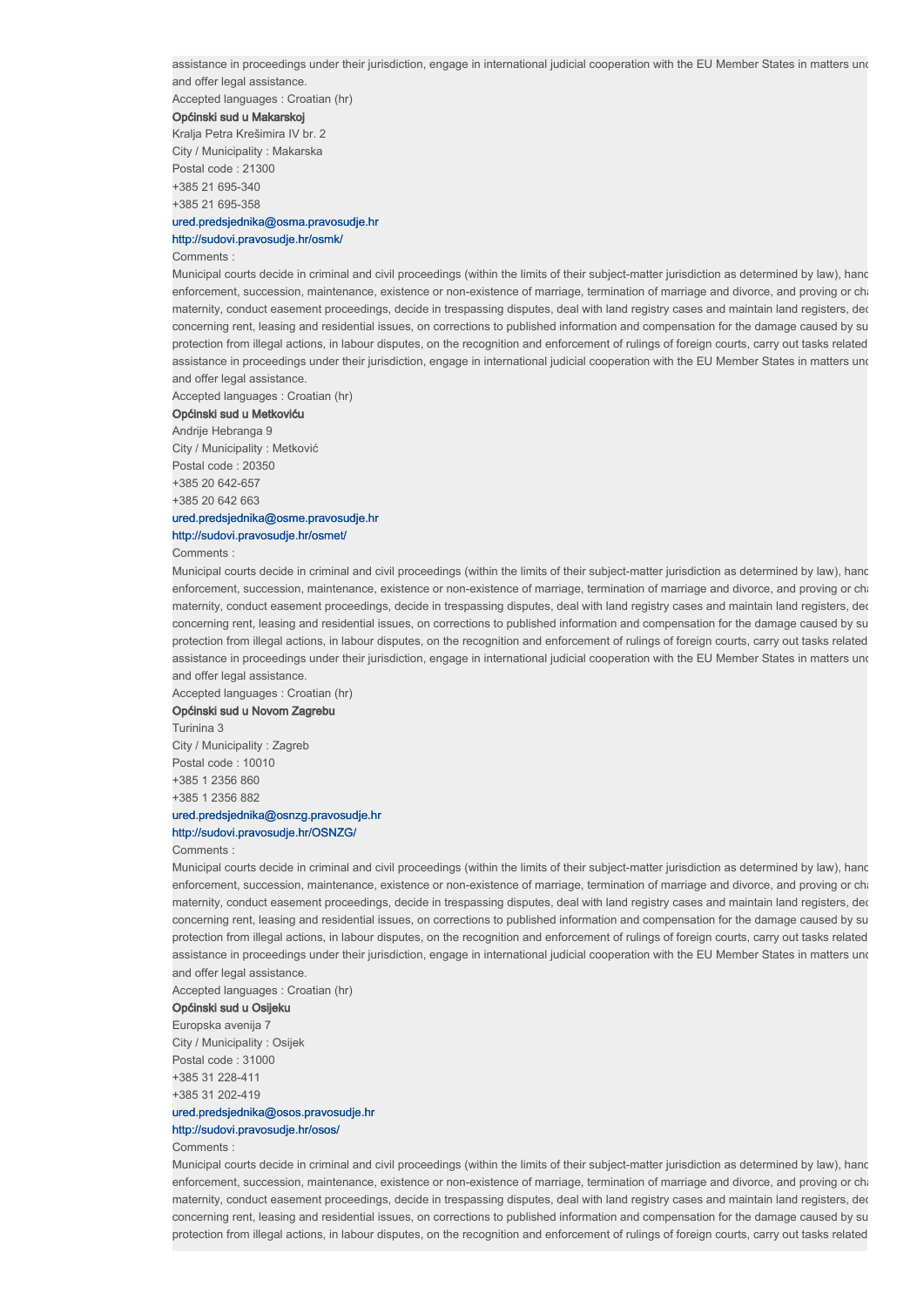assistance in proceedings under their jurisdiction, engage in international judicial cooperation with the EU Member States in matters und
and offer legal assistance.

Accepted languages : Croatian (hr)

**Općinski sud u Makarskoj**

Kralja Petra Krešimira IV br. 2

City / Municipality : Makarska

Postal code : 21300

+385 21 695-340

+385 21 695-358

ured.predsjednika@osma.pravosudje.hr

http://sudovi.pravosudje.hr/osmk/

Comments :

Municipal courts decide in criminal and civil proceedings (within the limits of their subject-matter jurisdiction as determined by law), hand
enforcement, succession, maintenance, existence or non-existence of marriage, termination of marriage and divorce, and proving or cha
maternity, conduct easement proceedings, decide in trespassing disputes, deal with land registry cases and maintain land registers, dec
concerning rent, leasing and residential issues, on corrections to published information and compensation for the damage caused by su
protection from illegal actions, in labour disputes, on the recognition and enforcement of rulings of foreign courts, carry out tasks related
assistance in proceedings under their jurisdiction, engage in international judicial cooperation with the EU Member States in matters und
and offer legal assistance.

Accepted languages : Croatian (hr)

**Općinski sud u Metkoviću**

Andrije Hebranga 9

City / Municipality : Metković

Postal code : 20350

+385 20 642-657

+385 20 642 663

ured.predsjednika@osme.pravosudje.hr

http://sudovi.pravosudje.hr/osmet/

Comments :

Municipal courts decide in criminal and civil proceedings (within the limits of their subject-matter jurisdiction as determined by law), hand
enforcement, succession, maintenance, existence or non-existence of marriage, termination of marriage and divorce, and proving or cha
maternity, conduct easement proceedings, decide in trespassing disputes, deal with land registry cases and maintain land registers, dec
concerning rent, leasing and residential issues, on corrections to published information and compensation for the damage caused by su
protection from illegal actions, in labour disputes, on the recognition and enforcement of rulings of foreign courts, carry out tasks related
assistance in proceedings under their jurisdiction, engage in international judicial cooperation with the EU Member States in matters und
and offer legal assistance.

Accepted languages : Croatian (hr)

**Općinski sud u Novom Zagrebu**

Turinina 3

City / Municipality : Zagreb

Postal code : 10010

+385 1 2356 860

+385 1 2356 882

ured.predsjednika@osnzg.pravosudje.hr

http://sudovi.pravosudje.hr/OSNZG/

Comments :

Municipal courts decide in criminal and civil proceedings (within the limits of their subject-matter jurisdiction as determined by law), hand
enforcement, succession, maintenance, existence or non-existence of marriage, termination of marriage and divorce, and proving or cha
maternity, conduct easement proceedings, decide in trespassing disputes, deal with land registry cases and maintain land registers, dec
concerning rent, leasing and residential issues, on corrections to published information and compensation for the damage caused by su
protection from illegal actions, in labour disputes, on the recognition and enforcement of rulings of foreign courts, carry out tasks related
assistance in proceedings under their jurisdiction, engage in international judicial cooperation with the EU Member States in matters und
and offer legal assistance.

Accepted languages : Croatian (hr)

**Općinski sud u Osijeku**

Europska avenija 7

City / Municipality : Osijek

Postal code : 31000

+385 31 228-411

+385 31 202-419

ured.predsjednika@osos.pravosudje.hr

http://sudovi.pravosudje.hr/osos/

Comments :

Municipal courts decide in criminal and civil proceedings (within the limits of their subject-matter jurisdiction as determined by law), hand
enforcement, succession, maintenance, existence or non-existence of marriage, termination of marriage and divorce, and proving or cha
maternity, conduct easement proceedings, decide in trespassing disputes, deal with land registry cases and maintain land registers, dec
concerning rent, leasing and residential issues, on corrections to published information and compensation for the damage caused by su
protection from illegal actions, in labour disputes, on the recognition and enforcement of rulings of foreign courts, carry out tasks related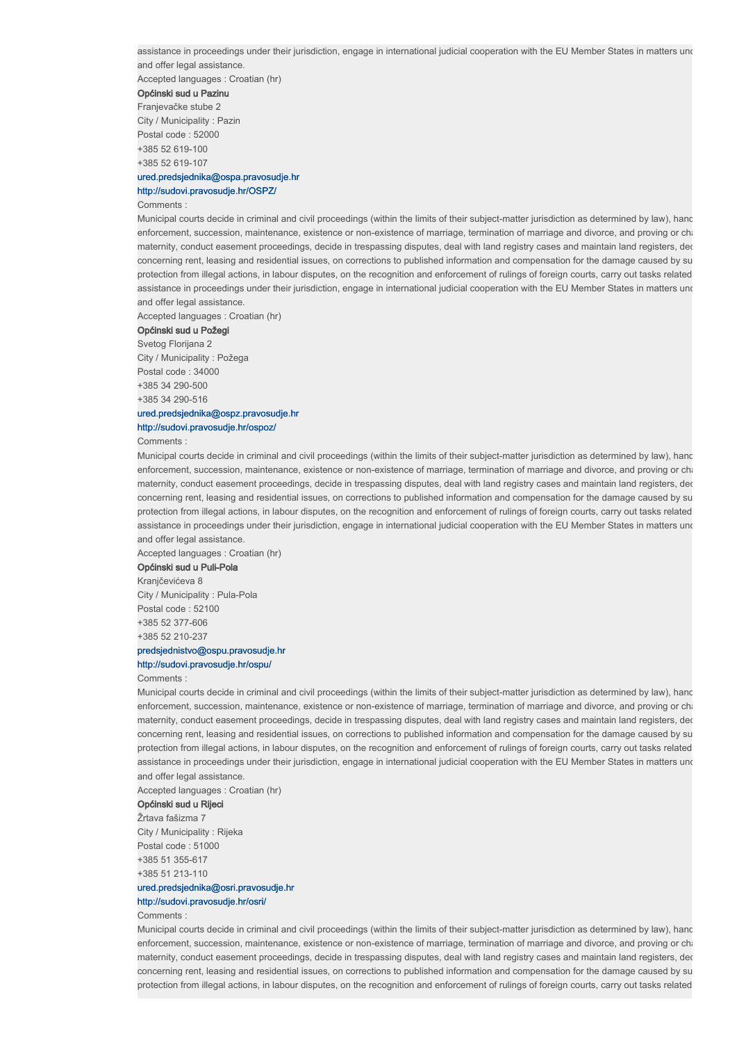assistance in proceedings under their jurisdiction, engage in international judicial cooperation with the EU Member States in matters und and offer legal assistance.

Accepted languages : Croatian (hr)

**Općinski sud u Pazinu**

Franjevačke stube 2

City / Municipality : Pazin

Postal code : 52000

+385 52 619-100

+385 52 619-107

ured.predsjednika@ospa.pravosudje.hr

http://sudovi.pravosudje.hr/OSPZ/

Comments :

Municipal courts decide in criminal and civil proceedings (within the limits of their subject-matter jurisdiction as determined by law), hand enforcement, succession, maintenance, existence or non-existence of marriage, termination of marriage and divorce, and proving or cha maternity, conduct easement proceedings, decide in trespassing disputes, deal with land registry cases and maintain land registers, dec concerning rent, leasing and residential issues, on corrections to published information and compensation for the damage caused by su protection from illegal actions, in labour disputes, on the recognition and enforcement of rulings of foreign courts, carry out tasks related assistance in proceedings under their jurisdiction, engage in international judicial cooperation with the EU Member States in matters und and offer legal assistance.

Accepted languages : Croatian (hr)

**Općinski sud u Požegi**

Svetog Florijana 2

City / Municipality : Požega

Postal code : 34000

+385 34 290-500

+385 34 290-516

ured.predsjednika@ospz.pravosudje.hr

http://sudovi.pravosudje.hr/ospoz/

Comments :

Municipal courts decide in criminal and civil proceedings (within the limits of their subject-matter jurisdiction as determined by law), hand enforcement, succession, maintenance, existence or non-existence of marriage, termination of marriage and divorce, and proving or cha maternity, conduct easement proceedings, decide in trespassing disputes, deal with land registry cases and maintain land registers, dec concerning rent, leasing and residential issues, on corrections to published information and compensation for the damage caused by su protection from illegal actions, in labour disputes, on the recognition and enforcement of rulings of foreign courts, carry out tasks related assistance in proceedings under their jurisdiction, engage in international judicial cooperation with the EU Member States in matters und and offer legal assistance.

Accepted languages : Croatian (hr)

**Općinski sud u Puli-Pola**

Kranjčevićeva 8

City / Municipality : Pula-Pola

Postal code : 52100

+385 52 377-606

+385 52 210-237

predsjednistvo@ospu.pravosudje.hr

http://sudovi.pravosudje.hr/ospu/

Comments :

Municipal courts decide in criminal and civil proceedings (within the limits of their subject-matter jurisdiction as determined by law), hand enforcement, succession, maintenance, existence or non-existence of marriage, termination of marriage and divorce, and proving or cha maternity, conduct easement proceedings, decide in trespassing disputes, deal with land registry cases and maintain land registers, dec concerning rent, leasing and residential issues, on corrections to published information and compensation for the damage caused by su protection from illegal actions, in labour disputes, on the recognition and enforcement of rulings of foreign courts, carry out tasks related assistance in proceedings under their jurisdiction, engage in international judicial cooperation with the EU Member States in matters und and offer legal assistance.

Accepted languages : Croatian (hr)

**Općinski sud u Rijeci**

Žrtava fašizma 7

City / Municipality : Rijeka

Postal code : 51000

+385 51 355-617

+385 51 213-110

ured.predsjednika@osri.pravosudje.hr

http://sudovi.pravosudje.hr/osri/

Comments :

Municipal courts decide in criminal and civil proceedings (within the limits of their subject-matter jurisdiction as determined by law), hand enforcement, succession, maintenance, existence or non-existence of marriage, termination of marriage and divorce, and proving or cha maternity, conduct easement proceedings, decide in trespassing disputes, deal with land registry cases and maintain land registers, dec concerning rent, leasing and residential issues, on corrections to published information and compensation for the damage caused by su protection from illegal actions, in labour disputes, on the recognition and enforcement of rulings of foreign courts, carry out tasks related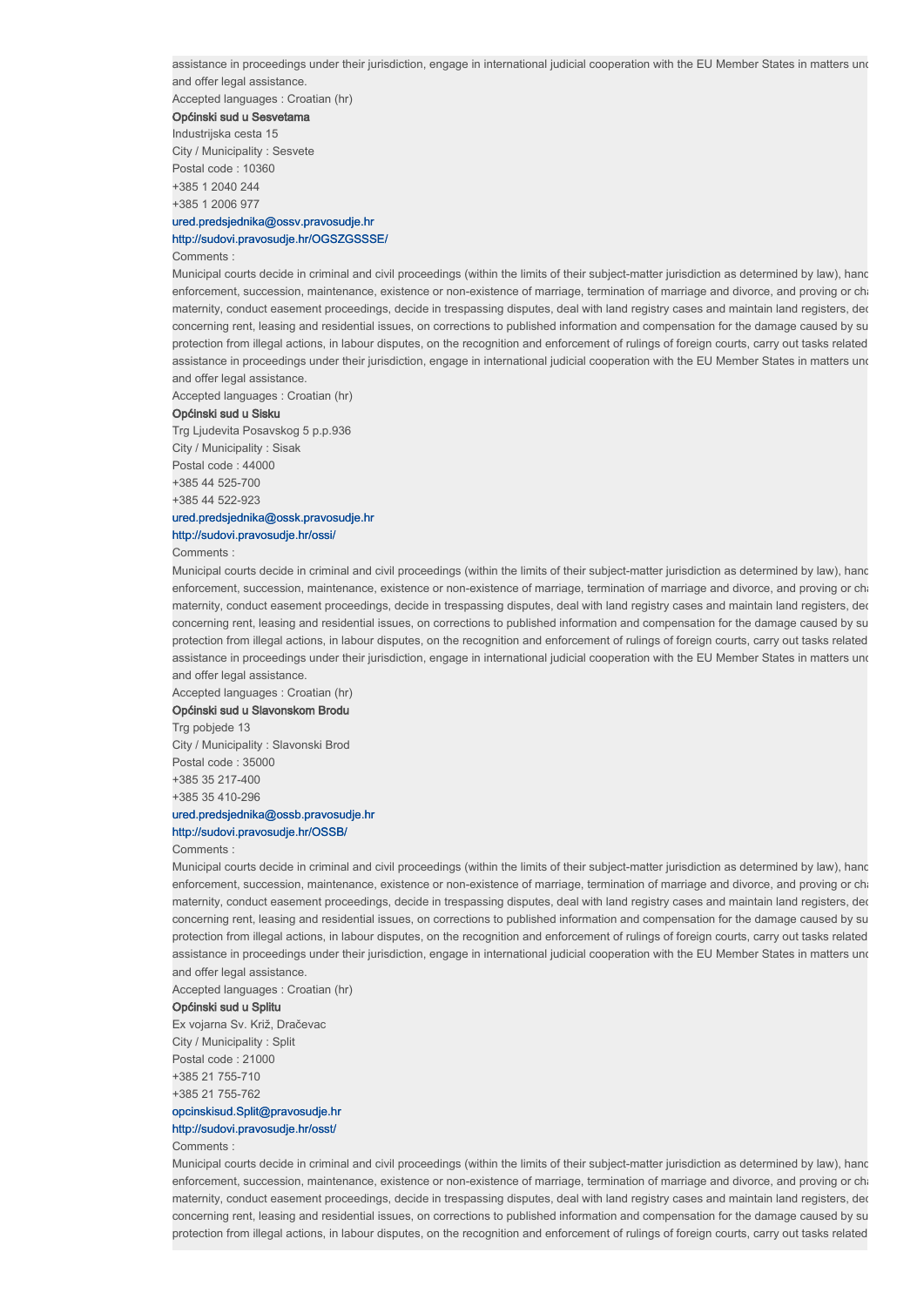assistance in proceedings under their jurisdiction, engage in international judicial cooperation with the EU Member States in matters unc and offer legal assistance.

Accepted languages : Croatian (hr)

**Općinski sud u Sesvetama**

Industrijska cesta 15

City / Municipality : Sesvete

Postal code : 10360

+385 1 2040 244

+385 1 2006 977

ured.predsjednika@ossv.pravosudje.hr

http://sudovi.pravosudje.hr/OGSZGSSSE/

Comments :

Municipal courts decide in criminal and civil proceedings (within the limits of their subject-matter jurisdiction as determined by law), hanc enforcement, succession, maintenance, existence or non-existence of marriage, termination of marriage and divorce, and proving or cha maternity, conduct easement proceedings, decide in trespassing disputes, deal with land registry cases and maintain land registers, dec concerning rent, leasing and residential issues, on corrections to published information and compensation for the damage caused by su protection from illegal actions, in labour disputes, on the recognition and enforcement of rulings of foreign courts, carry out tasks related assistance in proceedings under their jurisdiction, engage in international judicial cooperation with the EU Member States in matters unc and offer legal assistance.

Accepted languages : Croatian (hr)

**Općinski sud u Sisku**

Trg Ljudevita Posavskog 5 p.p.936

City / Municipality : Sisak

Postal code : 44000

+385 44 525-700

+385 44 522-923

ured.predsjednika@ossk.pravosudje.hr

http://sudovi.pravosudje.hr/ossi/

Comments :

Municipal courts decide in criminal and civil proceedings (within the limits of their subject-matter jurisdiction as determined by law), hanc enforcement, succession, maintenance, existence or non-existence of marriage, termination of marriage and divorce, and proving or cha maternity, conduct easement proceedings, decide in trespassing disputes, deal with land registry cases and maintain land registers, dec concerning rent, leasing and residential issues, on corrections to published information and compensation for the damage caused by su protection from illegal actions, in labour disputes, on the recognition and enforcement of rulings of foreign courts, carry out tasks related assistance in proceedings under their jurisdiction, engage in international judicial cooperation with the EU Member States in matters unc and offer legal assistance.

Accepted languages : Croatian (hr)

**Općinski sud u Slavonskom Brodu**

Trg pobjede 13

City / Municipality : Slavonski Brod

Postal code : 35000

+385 35 217-400

+385 35 410-296

ured.predsjednika@ossb.pravosudje.hr

http://sudovi.pravosudje.hr/OSSB/

Comments :

Municipal courts decide in criminal and civil proceedings (within the limits of their subject-matter jurisdiction as determined by law), hanc enforcement, succession, maintenance, existence or non-existence of marriage, termination of marriage and divorce, and proving or cha maternity, conduct easement proceedings, decide in trespassing disputes, deal with land registry cases and maintain land registers, dec concerning rent, leasing and residential issues, on corrections to published information and compensation for the damage caused by su protection from illegal actions, in labour disputes, on the recognition and enforcement of rulings of foreign courts, carry out tasks related assistance in proceedings under their jurisdiction, engage in international judicial cooperation with the EU Member States in matters unc and offer legal assistance.

Accepted languages : Croatian (hr)

**Općinski sud u Splitu**

Ex vojarna Sv. Križ, Dračevac

City / Municipality : Split

Postal code : 21000

+385 21 755-710

+385 21 755-762

opcinskisud.Split@pravosudje.hr

http://sudovi.pravosudje.hr/osst/

Comments :

Municipal courts decide in criminal and civil proceedings (within the limits of their subject-matter jurisdiction as determined by law), hanc enforcement, succession, maintenance, existence or non-existence of marriage, termination of marriage and divorce, and proving or cha maternity, conduct easement proceedings, decide in trespassing disputes, deal with land registry cases and maintain land registers, dec concerning rent, leasing and residential issues, on corrections to published information and compensation for the damage caused by su protection from illegal actions, in labour disputes, on the recognition and enforcement of rulings of foreign courts, carry out tasks related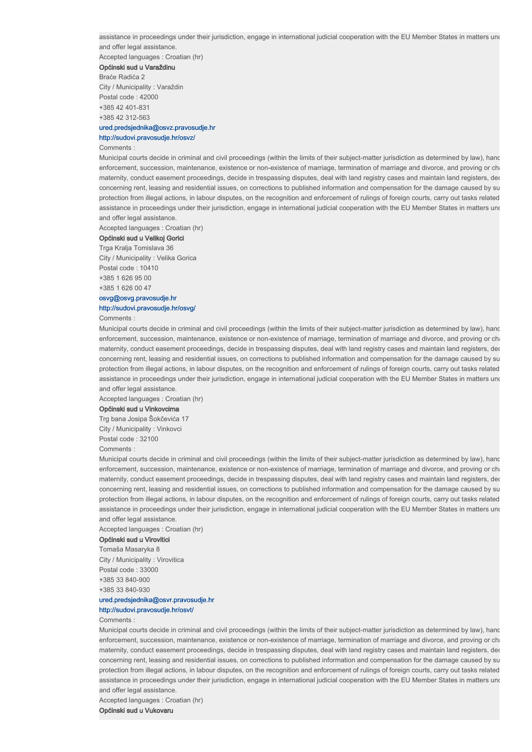assistance in proceedings under their jurisdiction, engage in international judicial cooperation with the EU Member States in matters und
and offer legal assistance.

Accepted languages : Croatian (hr)

**Općinski sud u Varaždinu**

Braće Radića 2

City / Municipality : Varaždin

Postal code : 42000

+385 42 401-831

+385 42 312-563

ured.predsjednika@osvz.pravosudje.hr

http://sudovi.pravosudje.hr/osvz/

Comments :

Municipal courts decide in criminal and civil proceedings (within the limits of their subject-matter jurisdiction as determined by law), hand
enforcement, succession, maintenance, existence or non-existence of marriage, termination of marriage and divorce, and proving or cha
maternity, conduct easement proceedings, decide in trespassing disputes, deal with land registry cases and maintain land registers, dec
concerning rent, leasing and residential issues, on corrections to published information and compensation for the damage caused by su
protection from illegal actions, in labour disputes, on the recognition and enforcement of rulings of foreign courts, carry out tasks related
assistance in proceedings under their jurisdiction, engage in international judicial cooperation with the EU Member States in matters und
and offer legal assistance.

Accepted languages : Croatian (hr)

**Općinski sud u Velikoj Gorici**

Trga Kralja Tomislava 36

City / Municipality : Velika Gorica

Postal code : 10410

+385 1 626 95 00

+385 1 626 00 47

osvg@osvg.pravosudje.hr

http://sudovi.pravosudje.hr/osvg/

Comments :

Municipal courts decide in criminal and civil proceedings (within the limits of their subject-matter jurisdiction as determined by law), hand
enforcement, succession, maintenance, existence or non-existence of marriage, termination of marriage and divorce, and proving or cha
maternity, conduct easement proceedings, decide in trespassing disputes, deal with land registry cases and maintain land registers, dec
concerning rent, leasing and residential issues, on corrections to published information and compensation for the damage caused by su
protection from illegal actions, in labour disputes, on the recognition and enforcement of rulings of foreign courts, carry out tasks related
assistance in proceedings under their jurisdiction, engage in international judicial cooperation with the EU Member States in matters und
and offer legal assistance.

Accepted languages : Croatian (hr)

**Općinski sud u Vinkovcima**

Trg bana Josipa Šokčevića 17

City / Municipality : Vinkovci

Postal code : 32100

Comments :

Municipal courts decide in criminal and civil proceedings (within the limits of their subject-matter jurisdiction as determined by law), hand
enforcement, succession, maintenance, existence or non-existence of marriage, termination of marriage and divorce, and proving or cha
maternity, conduct easement proceedings, decide in trespassing disputes, deal with land registry cases and maintain land registers, dec
concerning rent, leasing and residential issues, on corrections to published information and compensation for the damage caused by su
protection from illegal actions, in labour disputes, on the recognition and enforcement of rulings of foreign courts, carry out tasks related
assistance in proceedings under their jurisdiction, engage in international judicial cooperation with the EU Member States in matters und
and offer legal assistance.

Accepted languages : Croatian (hr)

**Općinski sud u Virovitici**

Tomaša Masaryka 8

City / Municipality : Virovitica

Postal code : 33000

+385 33 840-900

+385 33 840-930

ured.predsjednika@osvr.pravosudje.hr

http://sudovi.pravosudje.hr/osvt/

Comments :

Municipal courts decide in criminal and civil proceedings (within the limits of their subject-matter jurisdiction as determined by law), hand
enforcement, succession, maintenance, existence or non-existence of marriage, termination of marriage and divorce, and proving or cha
maternity, conduct easement proceedings, decide in trespassing disputes, deal with land registry cases and maintain land registers, dec
concerning rent, leasing and residential issues, on corrections to published information and compensation for the damage caused by su
protection from illegal actions, in labour disputes, on the recognition and enforcement of rulings of foreign courts, carry out tasks related
assistance in proceedings under their jurisdiction, engage in international judicial cooperation with the EU Member States in matters und
and offer legal assistance.

Accepted languages : Croatian (hr)

**Općinski sud u Vukovaru**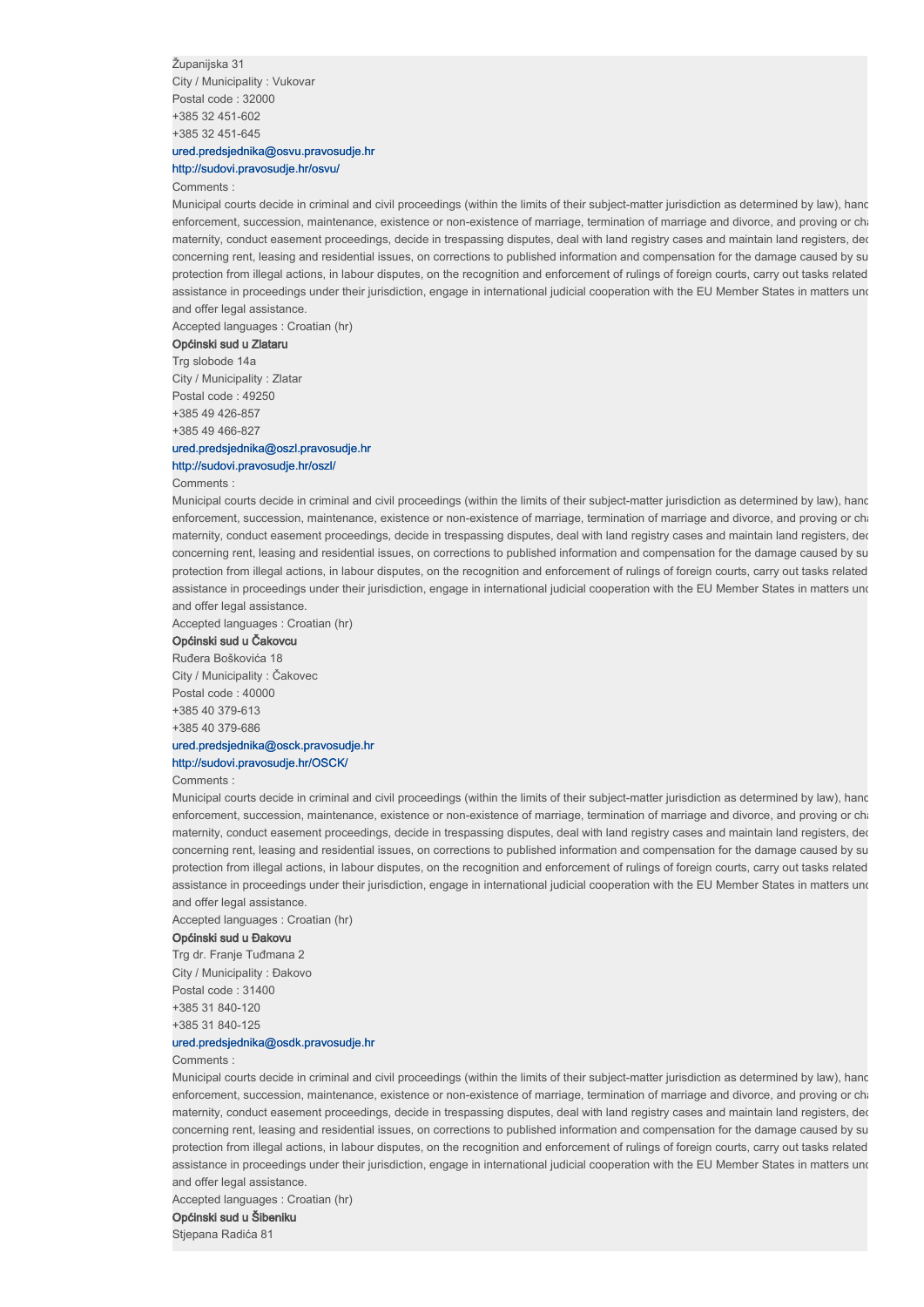Županijska 31

City / Municipality : Vukovar

Postal code : 32000

+385 32 451-602

+385 32 451-645

ured.predsjednika@osvu.pravosudje.hr

http://sudovi.pravosudje.hr/osvu/

Comments :

Municipal courts decide in criminal and civil proceedings (within the limits of their subject-matter jurisdiction as determined by law), hand enforcement, succession, maintenance, existence or non-existence of marriage, termination of marriage and divorce, and proving or cha maternity, conduct easement proceedings, decide in trespassing disputes, deal with land registry cases and maintain land registers, dec concerning rent, leasing and residential issues, on corrections to published information and compensation for the damage caused by su protection from illegal actions, in labour disputes, on the recognition and enforcement of rulings of foreign courts, carry out tasks related assistance in proceedings under their jurisdiction, engage in international judicial cooperation with the EU Member States in matters und and offer legal assistance.

Accepted languages : Croatian (hr)

**Općinski sud u Zlataru**

Trg slobode 14a

City / Municipality : Zlatar

Postal code : 49250

+385 49 426-857

+385 49 466-827

ured.predsjednika@oszl.pravosudje.hr

http://sudovi.pravosudje.hr/oszl/

Comments :

Municipal courts decide in criminal and civil proceedings (within the limits of their subject-matter jurisdiction as determined by law), hand enforcement, succession, maintenance, existence or non-existence of marriage, termination of marriage and divorce, and proving or cha maternity, conduct easement proceedings, decide in trespassing disputes, deal with land registry cases and maintain land registers, dec concerning rent, leasing and residential issues, on corrections to published information and compensation for the damage caused by su protection from illegal actions, in labour disputes, on the recognition and enforcement of rulings of foreign courts, carry out tasks related assistance in proceedings under their jurisdiction, engage in international judicial cooperation with the EU Member States in matters und and offer legal assistance.

Accepted languages : Croatian (hr)

**Općinski sud u Čakovcu**

Ruđera Boškovića 18

City / Municipality : Čakovec

Postal code : 40000

+385 40 379-613

+385 40 379-686

ured.predsjednika@osck.pravosudje.hr

http://sudovi.pravosudje.hr/OSCK/

Comments :

Municipal courts decide in criminal and civil proceedings (within the limits of their subject-matter jurisdiction as determined by law), hand enforcement, succession, maintenance, existence or non-existence of marriage, termination of marriage and divorce, and proving or cha maternity, conduct easement proceedings, decide in trespassing disputes, deal with land registry cases and maintain land registers, dec concerning rent, leasing and residential issues, on corrections to published information and compensation for the damage caused by su protection from illegal actions, in labour disputes, on the recognition and enforcement of rulings of foreign courts, carry out tasks related assistance in proceedings under their jurisdiction, engage in international judicial cooperation with the EU Member States in matters und and offer legal assistance.

Accepted languages : Croatian (hr)

**Općinski sud u Đakovu**

Trg dr. Franje Tuđmana 2

City / Municipality : Đakovo

Postal code : 31400

+385 31 840-120

+385 31 840-125

ured.predsjednika@osdk.pravosudje.hr

Comments :

Municipal courts decide in criminal and civil proceedings (within the limits of their subject-matter jurisdiction as determined by law), hand enforcement, succession, maintenance, existence or non-existence of marriage, termination of marriage and divorce, and proving or cha maternity, conduct easement proceedings, decide in trespassing disputes, deal with land registry cases and maintain land registers, dec concerning rent, leasing and residential issues, on corrections to published information and compensation for the damage caused by su protection from illegal actions, in labour disputes, on the recognition and enforcement of rulings of foreign courts, carry out tasks related assistance in proceedings under their jurisdiction, engage in international judicial cooperation with the EU Member States in matters und and offer legal assistance.

Accepted languages : Croatian (hr)

**Općinski sud u Šibeniku**

Stjepana Radića 81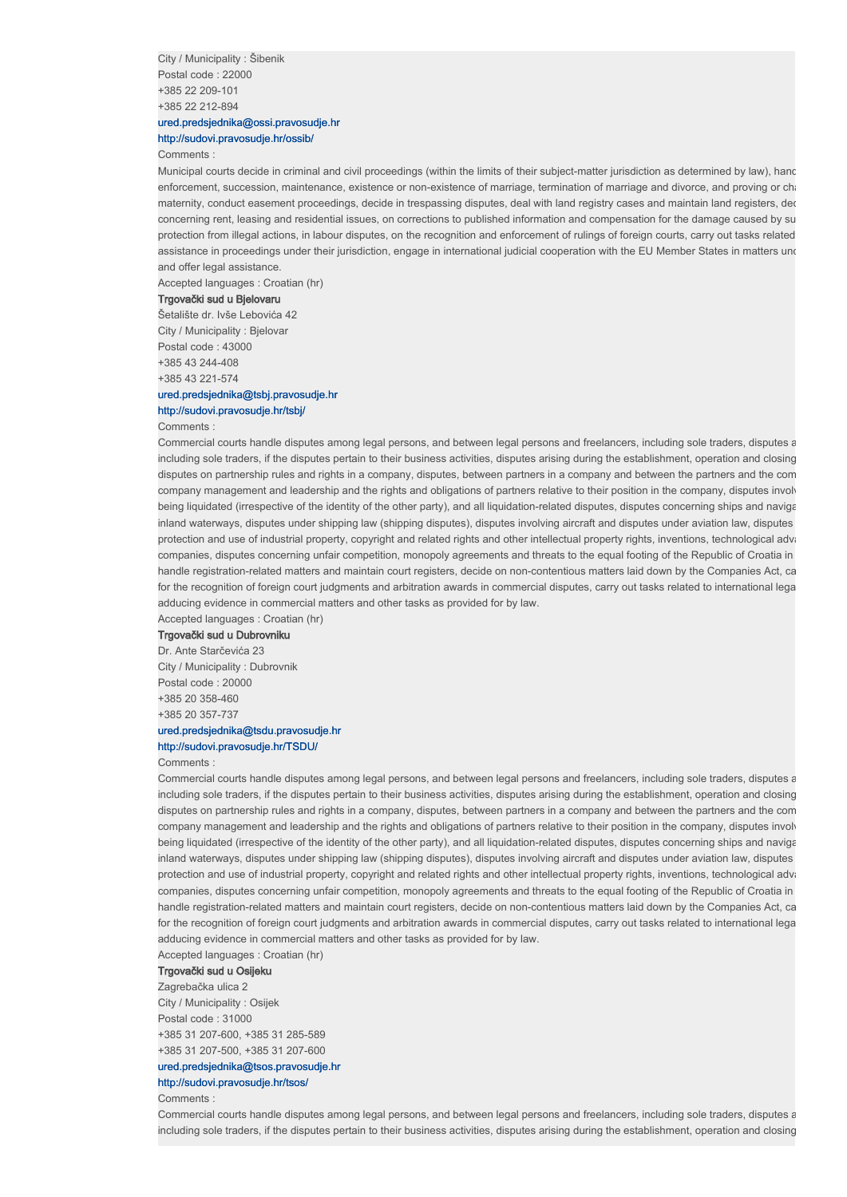City / Municipality : Šibenik
Postal code : 22000
+385 22 209-101
+385 22 212-894
ured.predsjednika@ossi.pravosudje.hr
http://sudovi.pravosudje.hr/ossib/
Comments :

Municipal courts decide in criminal and civil proceedings (within the limits of their subject-matter jurisdiction as determined by law), hanc enforcement, succession, maintenance, existence or non-existence of marriage, termination of marriage and divorce, and proving or cha maternity, conduct easement proceedings, decide in trespassing disputes, deal with land registry cases and maintain land registers, dec concerning rent, leasing and residential issues, on corrections to published information and compensation for the damage caused by su protection from illegal actions, in labour disputes, on the recognition and enforcement of rulings of foreign courts, carry out tasks related assistance in proceedings under their jurisdiction, engage in international judicial cooperation with the EU Member States in matters unc and offer legal assistance.

Accepted languages : Croatian (hr)

**Trgovački sud u Bjelovaru**

Šetalište dr. Ivše Lebovića 42
City / Municipality : Bjelovar
Postal code : 43000
+385 43 244-408
+385 43 221-574
ured.predsjednika@tsbj.pravosudje.hr
http://sudovi.pravosudje.hr/tsbj/
Comments :

Commercial courts handle disputes among legal persons, and between legal persons and freelancers, including sole traders, disputes a including sole traders, if the disputes pertain to their business activities, disputes arising during the establishment, operation and closing disputes on partnership rules and rights in a company, disputes, between partners in a company and between the partners and the com company management and leadership and the rights and obligations of partners relative to their position in the company, disputes involv being liquidated (irrespective of the identity of the other party), and all liquidation-related disputes, disputes concerning ships and naviga inland waterways, disputes under shipping law (shipping disputes), disputes involving aircraft and disputes under aviation law, disputes protection and use of industrial property, copyright and related rights and other intellectual property rights, inventions, technological adva companies, disputes concerning unfair competition, monopoly agreements and threats to the equal footing of the Republic of Croatia in handle registration-related matters and maintain court registers, decide on non-contentious matters laid down by the Companies Act, ca for the recognition of foreign court judgments and arbitration awards in commercial disputes, carry out tasks related to international lega adducing evidence in commercial matters and other tasks as provided for by law.

Accepted languages : Croatian (hr)

**Trgovački sud u Dubrovniku**

Dr. Ante Starčevića 23
City / Municipality : Dubrovnik
Postal code : 20000
+385 20 358-460
+385 20 357-737
ured.predsjednika@tsdu.pravosudje.hr
http://sudovi.pravosudje.hr/TSDU/
Comments :

Commercial courts handle disputes among legal persons, and between legal persons and freelancers, including sole traders, disputes a including sole traders, if the disputes pertain to their business activities, disputes arising during the establishment, operation and closing disputes on partnership rules and rights in a company, disputes, between partners in a company and between the partners and the com company management and leadership and the rights and obligations of partners relative to their position in the company, disputes involv being liquidated (irrespective of the identity of the other party), and all liquidation-related disputes, disputes concerning ships and naviga inland waterways, disputes under shipping law (shipping disputes), disputes involving aircraft and disputes under aviation law, disputes protection and use of industrial property, copyright and related rights and other intellectual property rights, inventions, technological adva companies, disputes concerning unfair competition, monopoly agreements and threats to the equal footing of the Republic of Croatia in handle registration-related matters and maintain court registers, decide on non-contentious matters laid down by the Companies Act, ca for the recognition of foreign court judgments and arbitration awards in commercial disputes, carry out tasks related to international lega adducing evidence in commercial matters and other tasks as provided for by law.

Accepted languages : Croatian (hr)

**Trgovački sud u Osijeku**

Zagrebačka ulica 2
City / Municipality : Osijek
Postal code : 31000
+385 31 207-600, +385 31 285-589
+385 31 207-500, +385 31 207-600
ured.predsjednika@tsos.pravosudje.hr
http://sudovi.pravosudje.hr/tsos/
Comments :

Commercial courts handle disputes among legal persons, and between legal persons and freelancers, including sole traders, disputes a including sole traders, if the disputes pertain to their business activities, disputes arising during the establishment, operation and closing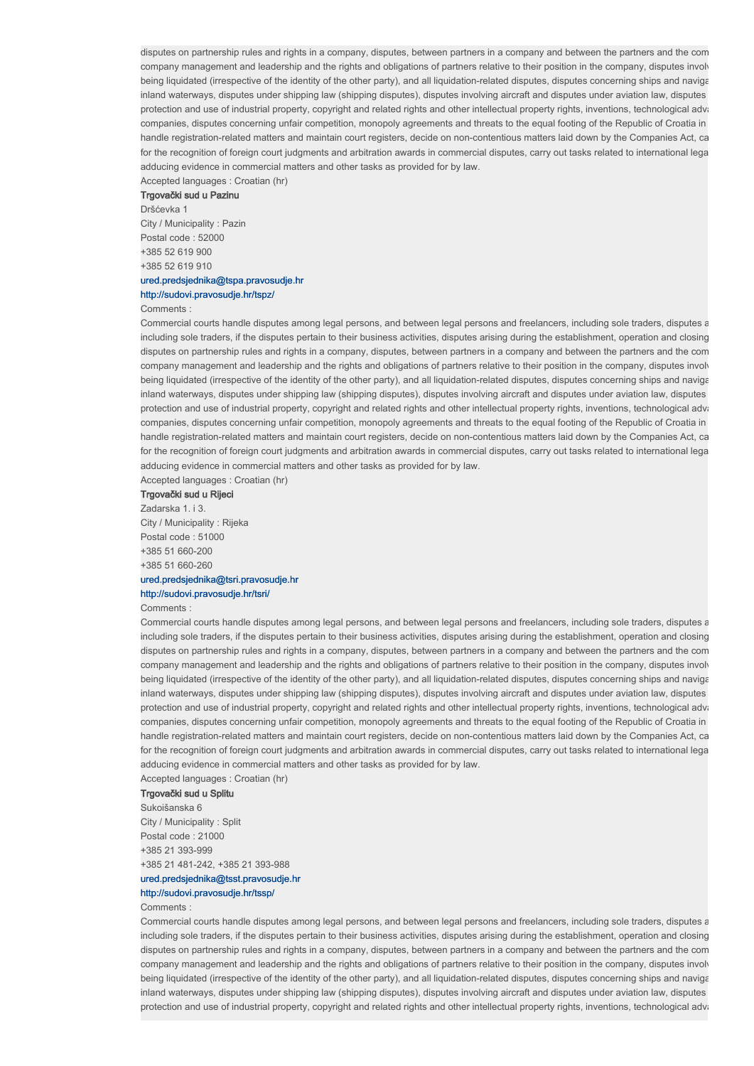disputes on partnership rules and rights in a company, disputes, between partners in a company and between the partners and the com
company management and leadership and the rights and obligations of partners relative to their position in the company, disputes involv
being liquidated (irrespective of the identity of the other party), and all liquidation-related disputes, disputes concerning ships and naviga
inland waterways, disputes under shipping law (shipping disputes), disputes involving aircraft and disputes under aviation law, disputes
protection and use of industrial property, copyright and related rights and other intellectual property rights, inventions, technological adva
companies, disputes concerning unfair competition, monopoly agreements and threats to the equal footing of the Republic of Croatia in
handle registration-related matters and maintain court registers, decide on non-contentious matters laid down by the Companies Act, ca
for the recognition of foreign court judgments and arbitration awards in commercial disputes, carry out tasks related to international lega
adducing evidence in commercial matters and other tasks as provided for by law.

Accepted languages : Croatian (hr)

**Trgovački sud u Pazinu**

Dršćevka 1

City / Municipality : Pazin

Postal code : 52000

+385 52 619 900

+385 52 619 910

ured.predsjednika@tspa.pravosudje.hr

http://sudovi.pravosudje.hr/tspz/

Comments :

Commercial courts handle disputes among legal persons, and between legal persons and freelancers, including sole traders, disputes a
including sole traders, if the disputes pertain to their business activities, disputes arising during the establishment, operation and closing
disputes on partnership rules and rights in a company, disputes, between partners in a company and between the partners and the com
company management and leadership and the rights and obligations of partners relative to their position in the company, disputes involv
being liquidated (irrespective of the identity of the other party), and all liquidation-related disputes, disputes concerning ships and naviga
inland waterways, disputes under shipping law (shipping disputes), disputes involving aircraft and disputes under aviation law, disputes
protection and use of industrial property, copyright and related rights and other intellectual property rights, inventions, technological adva
companies, disputes concerning unfair competition, monopoly agreements and threats to the equal footing of the Republic of Croatia in
handle registration-related matters and maintain court registers, decide on non-contentious matters laid down by the Companies Act, ca
for the recognition of foreign court judgments and arbitration awards in commercial disputes, carry out tasks related to international lega
adducing evidence in commercial matters and other tasks as provided for by law.

Accepted languages : Croatian (hr)

**Trgovački sud u Rijeci**

Zadarska 1. i 3.

City / Municipality : Rijeka

Postal code : 51000

+385 51 660-200

+385 51 660-260

ured.predsjednika@tsri.pravosudje.hr

http://sudovi.pravosudje.hr/tsri/

Comments :

Commercial courts handle disputes among legal persons, and between legal persons and freelancers, including sole traders, disputes a
including sole traders, if the disputes pertain to their business activities, disputes arising during the establishment, operation and closing
disputes on partnership rules and rights in a company, disputes, between partners in a company and between the partners and the com
company management and leadership and the rights and obligations of partners relative to their position in the company, disputes involv
being liquidated (irrespective of the identity of the other party), and all liquidation-related disputes, disputes concerning ships and naviga
inland waterways, disputes under shipping law (shipping disputes), disputes involving aircraft and disputes under aviation law, disputes
protection and use of industrial property, copyright and related rights and other intellectual property rights, inventions, technological adva
companies, disputes concerning unfair competition, monopoly agreements and threats to the equal footing of the Republic of Croatia in
handle registration-related matters and maintain court registers, decide on non-contentious matters laid down by the Companies Act, ca
for the recognition of foreign court judgments and arbitration awards in commercial disputes, carry out tasks related to international lega
adducing evidence in commercial matters and other tasks as provided for by law.

Accepted languages : Croatian (hr)

**Trgovački sud u Splitu**

Sukoišanska 6

City / Municipality : Split

Postal code : 21000

+385 21 393-999

+385 21 481-242, +385 21 393-988

ured.predsjednika@tsst.pravosudje.hr

http://sudovi.pravosudje.hr/tssp/

Comments :

Commercial courts handle disputes among legal persons, and between legal persons and freelancers, including sole traders, disputes a
including sole traders, if the disputes pertain to their business activities, disputes arising during the establishment, operation and closing
disputes on partnership rules and rights in a company, disputes, between partners in a company and between the partners and the com
company management and leadership and the rights and obligations of partners relative to their position in the company, disputes involv
being liquidated (irrespective of the identity of the other party), and all liquidation-related disputes, disputes concerning ships and naviga
inland waterways, disputes under shipping law (shipping disputes), disputes involving aircraft and disputes under aviation law, disputes
protection and use of industrial property, copyright and related rights and other intellectual property rights, inventions, technological adva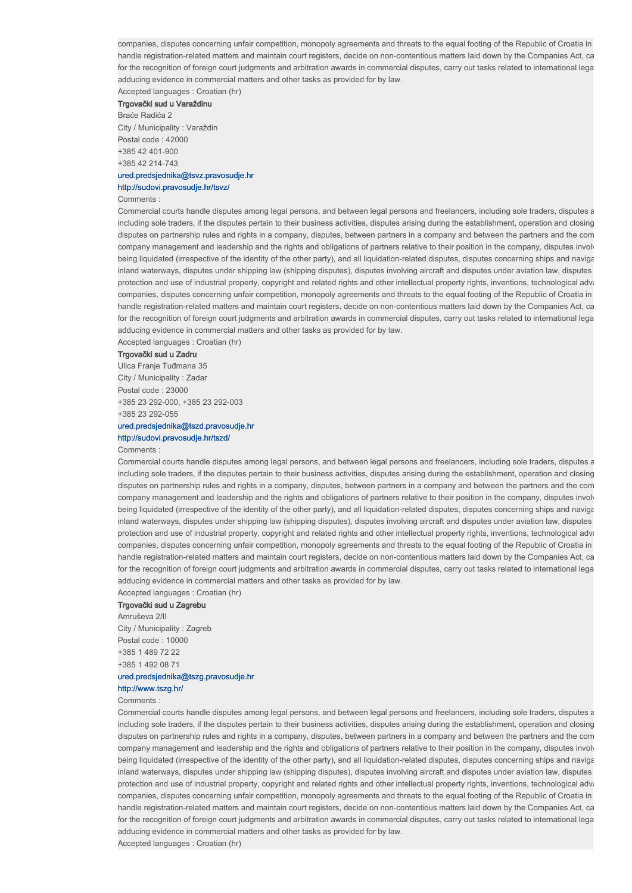companies, disputes concerning unfair competition, monopoly agreements and threats to the equal footing of the Republic of Croatia in handle registration-related matters and maintain court registers, decide on non-contentious matters laid down by the Companies Act, ca for the recognition of foreign court judgments and arbitration awards in commercial disputes, carry out tasks related to international lega adducing evidence in commercial matters and other tasks as provided for by law.

Accepted languages : Croatian (hr)

**Trgovački sud u Varaždinu**

Braće Radića 2

City / Municipality : Varaždin

Postal code : 42000

+385 42 401-900

+385 42 214-743

ured.predsjednika@tsvz.pravosudje.hr

http://sudovi.pravosudje.hr/tsvz/

Comments :

Commercial courts handle disputes among legal persons, and between legal persons and freelancers, including sole traders, disputes a including sole traders, if the disputes pertain to their business activities, disputes arising during the establishment, operation and closing disputes on partnership rules and rights in a company, disputes, between partners in a company and between the partners and the com company management and leadership and the rights and obligations of partners relative to their position in the company, disputes involv being liquidated (irrespective of the identity of the other party), and all liquidation-related disputes, disputes concerning ships and naviga inland waterways, disputes under shipping law (shipping disputes), disputes involving aircraft and disputes under aviation law, disputes protection and use of industrial property, copyright and related rights and other intellectual property rights, inventions, technological adva companies, disputes concerning unfair competition, monopoly agreements and threats to the equal footing of the Republic of Croatia in handle registration-related matters and maintain court registers, decide on non-contentious matters laid down by the Companies Act, ca for the recognition of foreign court judgments and arbitration awards in commercial disputes, carry out tasks related to international lega adducing evidence in commercial matters and other tasks as provided for by law.

Accepted languages : Croatian (hr)

**Trgovački sud u Zadru**

Ulica Franje Tuđmana 35

City / Municipality : Zadar

Postal code : 23000

+385 23 292-000, +385 23 292-003

+385 23 292-055

ured.predsjednika@tszd.pravosudje.hr

http://sudovi.pravosudje.hr/tszd/

Comments :

Commercial courts handle disputes among legal persons, and between legal persons and freelancers, including sole traders, disputes a including sole traders, if the disputes pertain to their business activities, disputes arising during the establishment, operation and closing disputes on partnership rules and rights in a company, disputes, between partners in a company and between the partners and the com company management and leadership and the rights and obligations of partners relative to their position in the company, disputes involv being liquidated (irrespective of the identity of the other party), and all liquidation-related disputes, disputes concerning ships and naviga inland waterways, disputes under shipping law (shipping disputes), disputes involving aircraft and disputes under aviation law, disputes protection and use of industrial property, copyright and related rights and other intellectual property rights, inventions, technological adva companies, disputes concerning unfair competition, monopoly agreements and threats to the equal footing of the Republic of Croatia in handle registration-related matters and maintain court registers, decide on non-contentious matters laid down by the Companies Act, ca for the recognition of foreign court judgments and arbitration awards in commercial disputes, carry out tasks related to international lega adducing evidence in commercial matters and other tasks as provided for by law.

Accepted languages : Croatian (hr)

**Trgovački sud u Zagrebu**

Amruševa 2/II

City / Municipality : Zagreb

Postal code : 10000

+385 1 489 72 22

+385 1 492 08 71

ured.predsjednika@tszg.pravosudje.hr

http://www.tszg.hr/

Comments :

Commercial courts handle disputes among legal persons, and between legal persons and freelancers, including sole traders, disputes a including sole traders, if the disputes pertain to their business activities, disputes arising during the establishment, operation and closing disputes on partnership rules and rights in a company, disputes, between partners in a company and between the partners and the com company management and leadership and the rights and obligations of partners relative to their position in the company, disputes involv being liquidated (irrespective of the identity of the other party), and all liquidation-related disputes, disputes concerning ships and naviga inland waterways, disputes under shipping law (shipping disputes), disputes involving aircraft and disputes under aviation law, disputes protection and use of industrial property, copyright and related rights and other intellectual property rights, inventions, technological adva companies, disputes concerning unfair competition, monopoly agreements and threats to the equal footing of the Republic of Croatia in handle registration-related matters and maintain court registers, decide on non-contentious matters laid down by the Companies Act, ca for the recognition of foreign court judgments and arbitration awards in commercial disputes, carry out tasks related to international lega adducing evidence in commercial matters and other tasks as provided for by law.

Accepted languages : Croatian (hr)